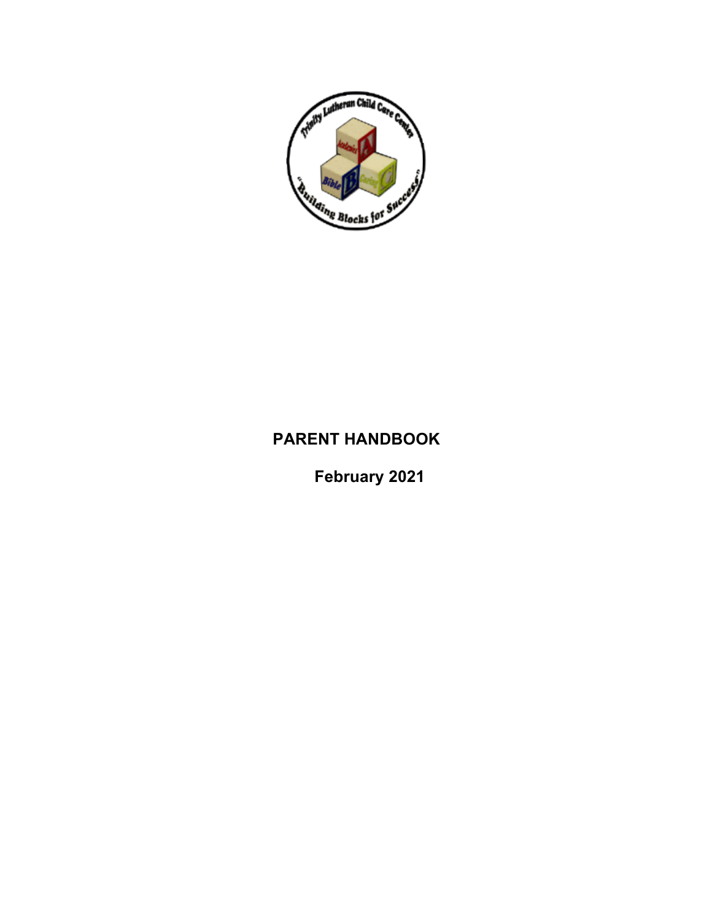# PARENT HANDBOOK

## February 2021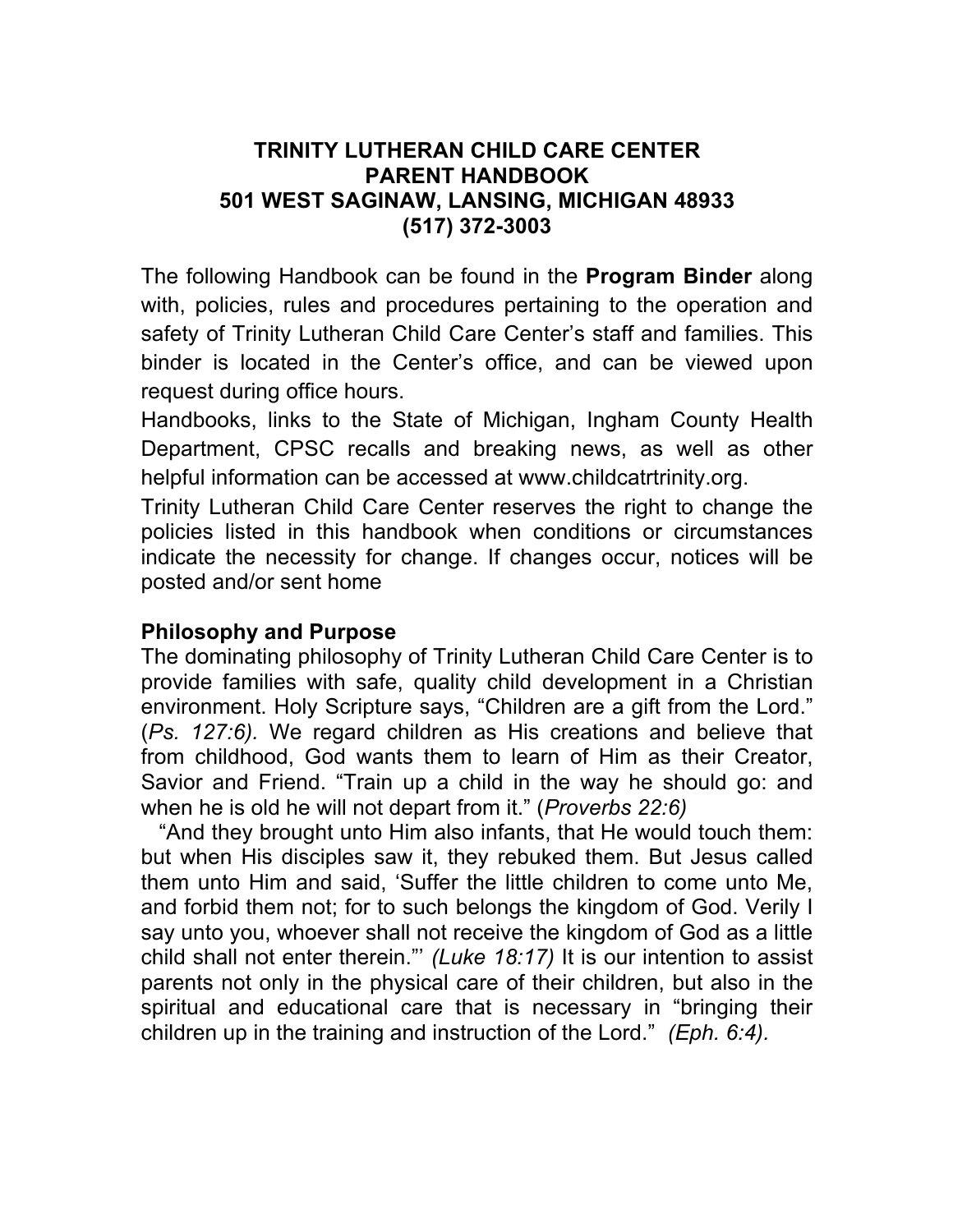# TRINITY LUTHERAN CHILD CARE CENTER
# PARENT HANDBOOK
# 501 WEST SAGINAW, LANSING, MICHIGAN 48933
# (517) 372-3003

The following Handbook can be found in the **Program Binder** along with, policies, rules and procedures pertaining to the operation and safety of Trinity Lutheran Child Care Center's staff and families. This binder is located in the Center's office, and can be viewed upon request during office hours.

Handbooks, links to the State of Michigan, Ingham County Health Department, CPSC recalls and breaking news, as well as other helpful information can be accessed at www.childcatrtrinity.org.

Trinity Lutheran Child Care Center reserves the right to change the policies listed in this handbook when conditions or circumstances indicate the necessity for change. If changes occur, notices will be posted and/or sent home

## Philosophy and Purpose

The dominating philosophy of Trinity Lutheran Child Care Center is to provide families with safe, quality child development in a Christian environment. Holy Scripture says, "Children are a gift from the Lord." (*Ps. 127:6).* We regard children as His creations and believe that from childhood, God wants them to learn of Him as their Creator, Savior and Friend. "Train up a child in the way he should go: and when he is old he will not depart from it." (*Proverbs 22:6)*

"And they brought unto Him also infants, that He would touch them: but when His disciples saw it, they rebuked them. But Jesus called them unto Him and said, 'Suffer the little children to come unto Me, and forbid them not; for to such belongs the kingdom of God. Verily I say unto you, whoever shall not receive the kingdom of God as a little child shall not enter therein."' *(Luke 18:17)* It is our intention to assist parents not only in the physical care of their children, but also in the spiritual and educational care that is necessary in "bringing their children up in the training and instruction of the Lord." *(Eph. 6:4).*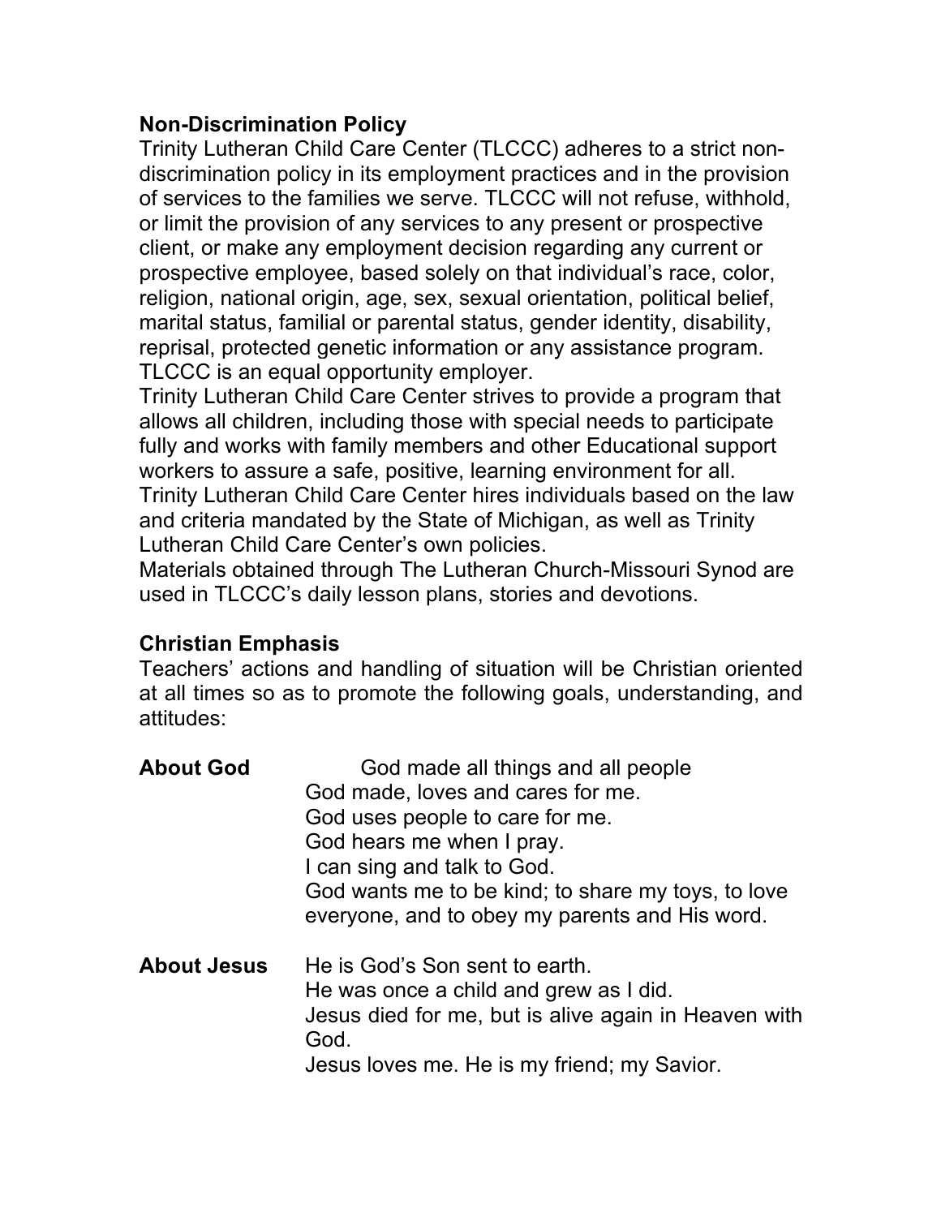**Non-Discrimination Policy**

Trinity Lutheran Child Care Center (TLCCC) adheres to a strict non-discrimination policy in its employment practices and in the provision of services to the families we serve. TLCCC will not refuse, withhold, or limit the provision of any services to any present or prospective client, or make any employment decision regarding any current or prospective employee, based solely on that individual's race, color, religion, national origin, age, sex, sexual orientation, political belief, marital status, familial or parental status, gender identity, disability, reprisal, protected genetic information or any assistance program. TLCCC is an equal opportunity employer.

Trinity Lutheran Child Care Center strives to provide a program that allows all children, including those with special needs to participate fully and works with family members and other Educational support workers to assure a safe, positive, learning environment for all.

Trinity Lutheran Child Care Center hires individuals based on the law and criteria mandated by the State of Michigan, as well as Trinity Lutheran Child Care Center's own policies.

Materials obtained through The Lutheran Church-Missouri Synod are used in TLCCC's daily lesson plans, stories and devotions.

**Christian Emphasis**

Teachers' actions and handling of situation will be Christian oriented at all times so as to promote the following goals, understanding, and attitudes:

**About God**

God made all things and all people
God made, loves and cares for me.
God uses people to care for me.
God hears me when I pray.
I can sing and talk to God.
God wants me to be kind; to share my toys, to love everyone, and to obey my parents and His word.

**About Jesus**

He is God's Son sent to earth.
He was once a child and grew as I did.
Jesus died for me, but is alive again in Heaven with God.
Jesus loves me. He is my friend; my Savior.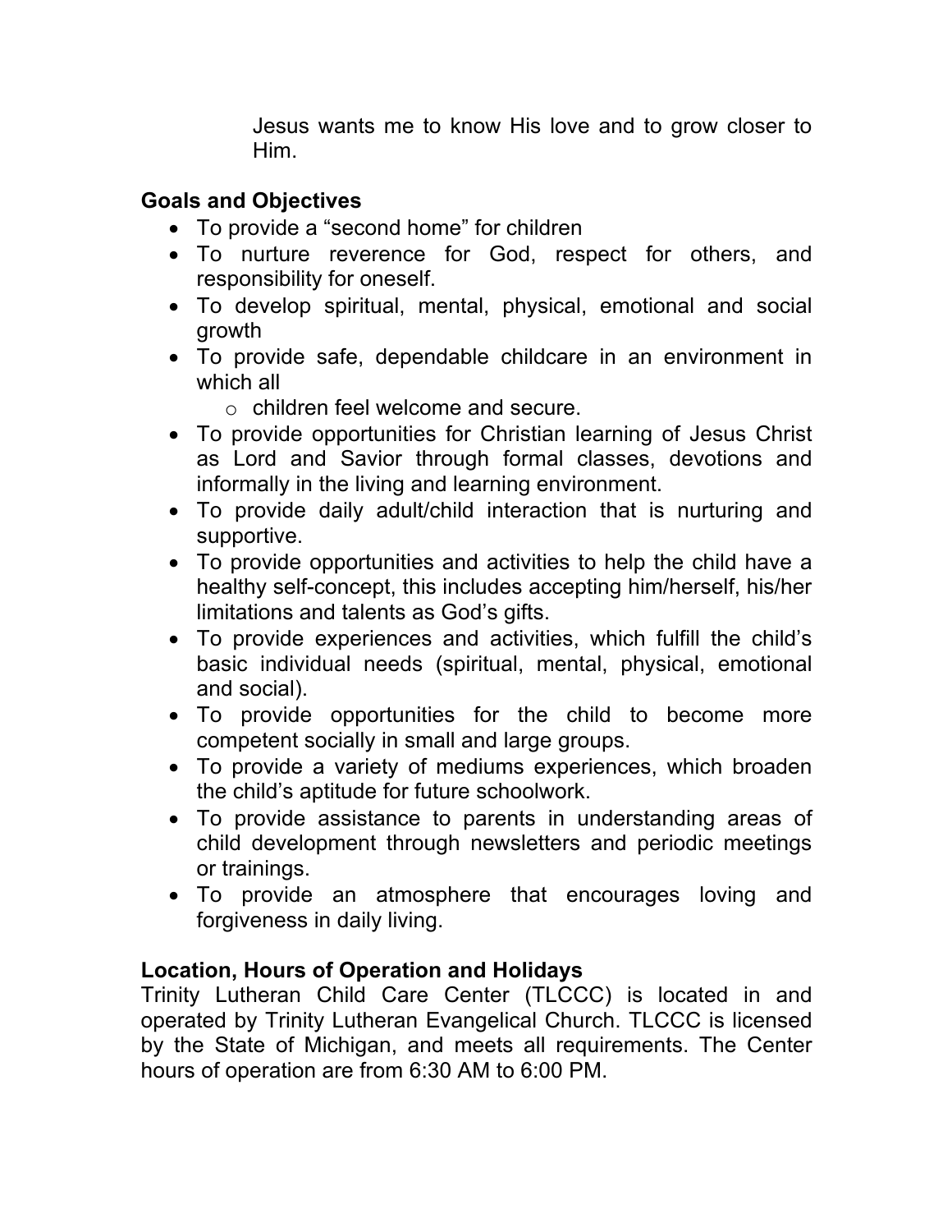Jesus wants me to know His love and to grow closer to Him.

## Goals and Objectives

- To provide a "second home" for children
- To nurture reverence for God, respect for others, and responsibility for oneself.
- To develop spiritual, mental, physical, emotional and social growth
- To provide safe, dependable childcare in an environment in which all
    - children feel welcome and secure.
- To provide opportunities for Christian learning of Jesus Christ as Lord and Savior through formal classes, devotions and informally in the living and learning environment.
- To provide daily adult/child interaction that is nurturing and supportive.
- To provide opportunities and activities to help the child have a healthy self-concept, this includes accepting him/herself, his/her limitations and talents as God's gifts.
- To provide experiences and activities, which fulfill the child's basic individual needs (spiritual, mental, physical, emotional and social).
- To provide opportunities for the child to become more competent socially in small and large groups.
- To provide a variety of mediums experiences, which broaden the child's aptitude for future schoolwork.
- To provide assistance to parents in understanding areas of child development through newsletters and periodic meetings or trainings.
- To provide an atmosphere that encourages loving and forgiveness in daily living.

## Location, Hours of Operation and Holidays

Trinity Lutheran Child Care Center (TLCCC) is located in and operated by Trinity Lutheran Evangelical Church. TLCCC is licensed by the State of Michigan, and meets all requirements. The Center hours of operation are from 6:30 AM to 6:00 PM.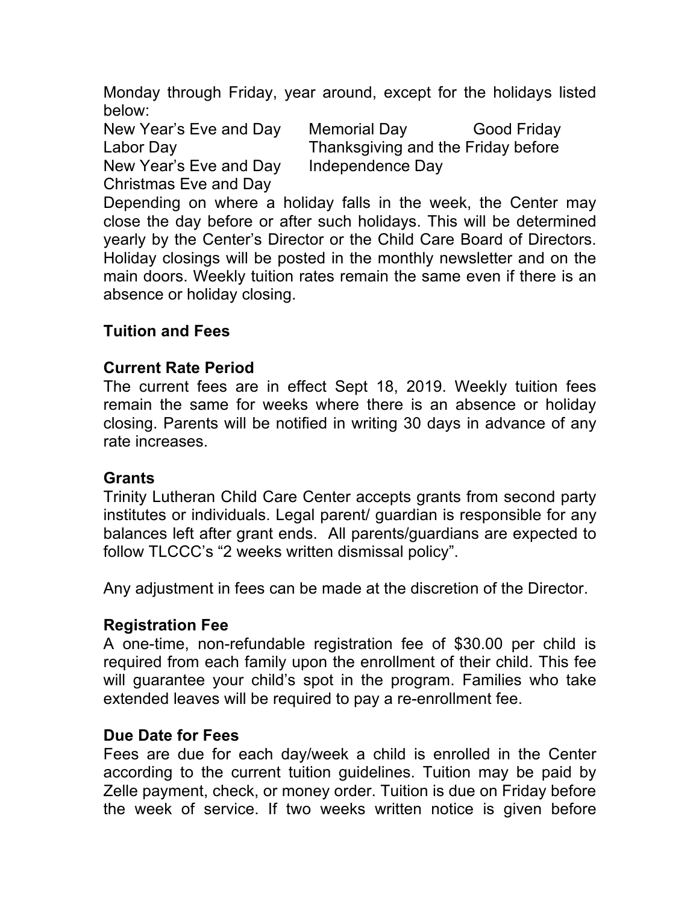Monday through Friday, year around, except for the holidays listed below:

| | | |
|---|---|---|
| New Year's Eve and Day | Memorial Day | Good Friday |
| Labor Day | Thanksgiving and the Friday before | |
| New Year's Eve and Day | Independence Day | |
| Christmas Eve and Day | | |

Depending on where a holiday falls in the week, the Center may close the day before or after such holidays. This will be determined yearly by the Center's Director or the Child Care Board of Directors. Holiday closings will be posted in the monthly newsletter and on the main doors. Weekly tuition rates remain the same even if there is an absence or holiday closing.

## Tuition and Fees

### Current Rate Period

The current fees are in effect Sept 18, 2019. Weekly tuition fees remain the same for weeks where there is an absence or holiday closing. Parents will be notified in writing 30 days in advance of any rate increases.

### Grants

Trinity Lutheran Child Care Center accepts grants from second party institutes or individuals. Legal parent/ guardian is responsible for any balances left after grant ends. All parents/guardians are expected to follow TLCCC's "2 weeks written dismissal policy".

Any adjustment in fees can be made at the discretion of the Director.

### Registration Fee

A one-time, non-refundable registration fee of $30.00 per child is required from each family upon the enrollment of their child. This fee will guarantee your child's spot in the program. Families who take extended leaves will be required to pay a re-enrollment fee.

### Due Date for Fees

Fees are due for each day/week a child is enrolled in the Center according to the current tuition guidelines. Tuition may be paid by Zelle payment, check, or money order. Tuition is due on Friday before the week of service. If two weeks written notice is given before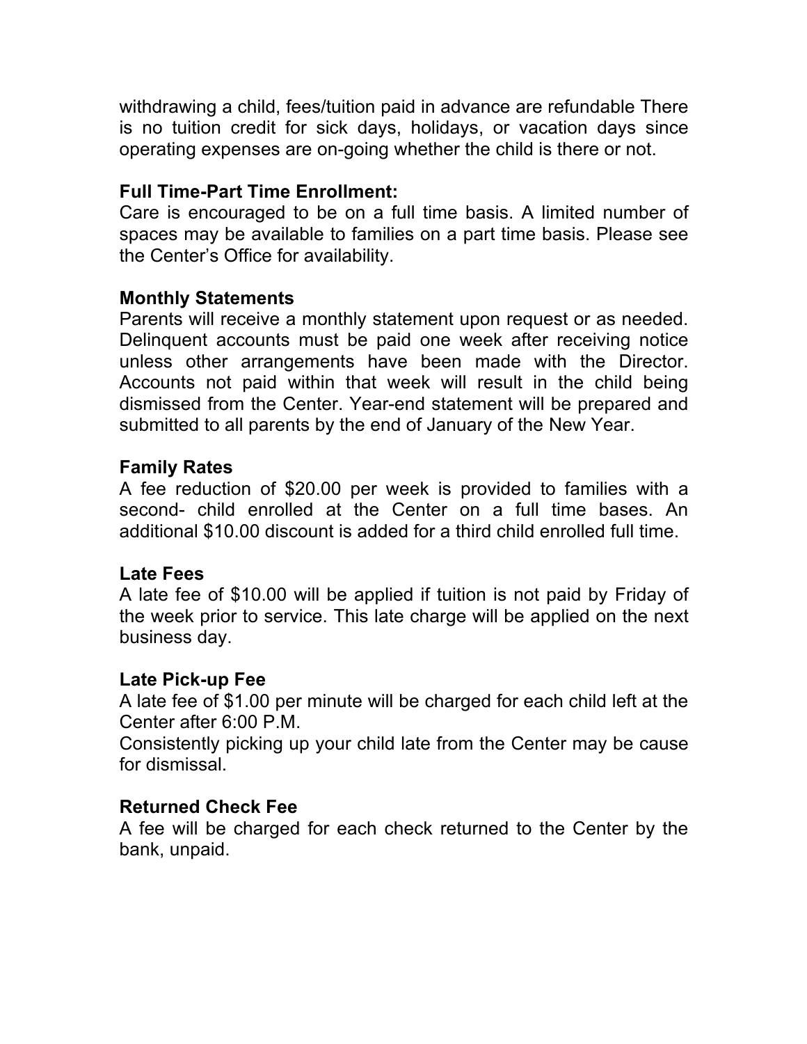withdrawing a child, fees/tuition paid in advance are refundable There is no tuition credit for sick days, holidays, or vacation days since operating expenses are on-going whether the child is there or not.

**Full Time-Part Time Enrollment:**
Care is encouraged to be on a full time basis. A limited number of spaces may be available to families on a part time basis. Please see the Center's Office for availability.

**Monthly Statements**
Parents will receive a monthly statement upon request or as needed. Delinquent accounts must be paid one week after receiving notice unless other arrangements have been made with the Director. Accounts not paid within that week will result in the child being dismissed from the Center. Year-end statement will be prepared and submitted to all parents by the end of January of the New Year.

**Family Rates**
A fee reduction of $20.00 per week is provided to families with a second- child enrolled at the Center on a full time bases. An additional $10.00 discount is added for a third child enrolled full time.

**Late Fees**
A late fee of $10.00 will be applied if tuition is not paid by Friday of the week prior to service. This late charge will be applied on the next business day.

**Late Pick-up Fee**
A late fee of $1.00 per minute will be charged for each child left at the Center after 6:00 P.M.
Consistently picking up your child late from the Center may be cause for dismissal.

**Returned Check Fee**
A fee will be charged for each check returned to the Center by the bank, unpaid.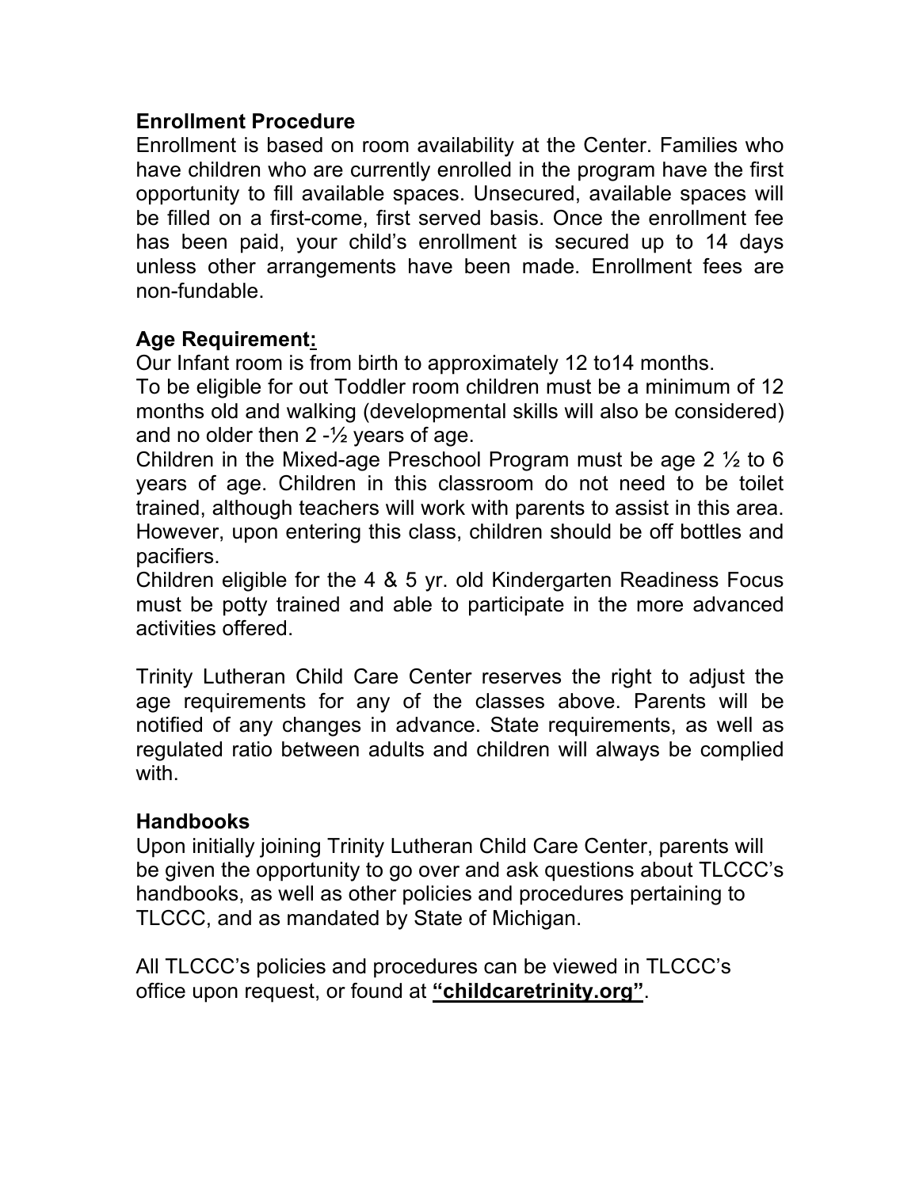**Enrollment Procedure**

Enrollment is based on room availability at the Center. Families who have children who are currently enrolled in the program have the first opportunity to fill available spaces. Unsecured, available spaces will be filled on a first-come, first served basis. Once the enrollment fee has been paid, your child's enrollment is secured up to 14 days unless other arrangements have been made. Enrollment fees are non-fundable.

**Age Requirement:**

Our Infant room is from birth to approximately 12 to14 months.

To be eligible for out Toddler room children must be a minimum of 12 months old and walking (developmental skills will also be considered) and no older then 2 -½ years of age.

Children in the Mixed-age Preschool Program must be age 2 ½ to 6 years of age. Children in this classroom do not need to be toilet trained, although teachers will work with parents to assist in this area. However, upon entering this class, children should be off bottles and pacifiers.

Children eligible for the 4 & 5 yr. old Kindergarten Readiness Focus must be potty trained and able to participate in the more advanced activities offered.

Trinity Lutheran Child Care Center reserves the right to adjust the age requirements for any of the classes above. Parents will be notified of any changes in advance. State requirements, as well as regulated ratio between adults and children will always be complied with.

**Handbooks**

Upon initially joining Trinity Lutheran Child Care Center, parents will be given the opportunity to go over and ask questions about TLCCC's handbooks, as well as other policies and procedures pertaining to TLCCC, and as mandated by State of Michigan.

All TLCCC's policies and procedures can be viewed in TLCCC's office upon request, or found at **"childcaretrinity.org"**.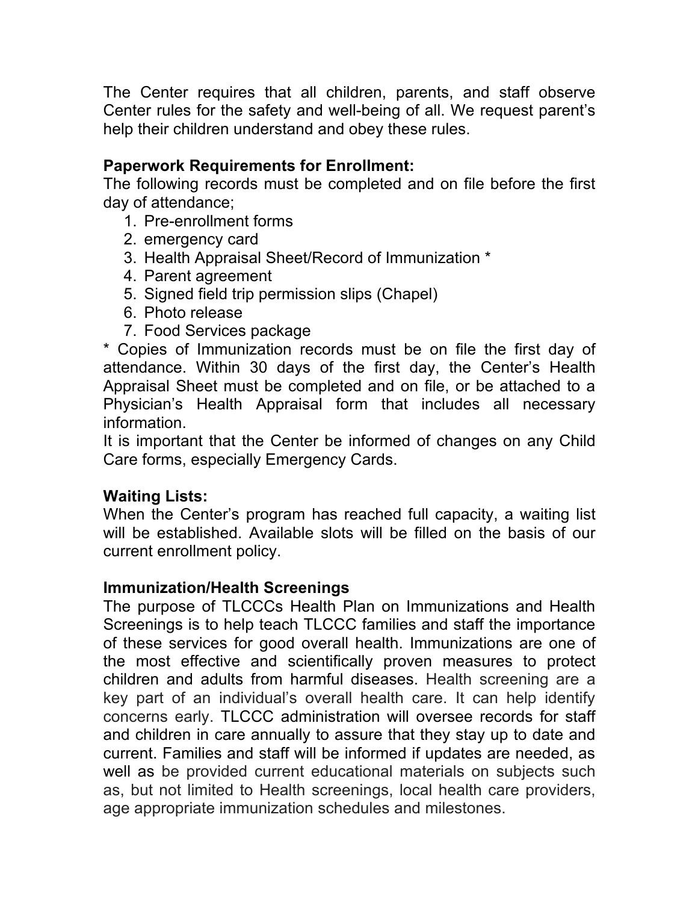The Center requires that all children, parents, and staff observe Center rules for the safety and well-being of all. We request parent's help their children understand and obey these rules.

**Paperwork Requirements for Enrollment:**

The following records must be completed and on file before the first day of attendance;

1. Pre-enrollment forms
2. emergency card
3. Health Appraisal Sheet/Record of Immunization *
4. Parent agreement
5. Signed field trip permission slips (Chapel)
6. Photo release
7. Food Services package

* Copies of Immunization records must be on file the first day of attendance. Within 30 days of the first day, the Center's Health Appraisal Sheet must be completed and on file, or be attached to a Physician's Health Appraisal form that includes all necessary information.

It is important that the Center be informed of changes on any Child Care forms, especially Emergency Cards.

**Waiting Lists:**

When the Center's program has reached full capacity, a waiting list will be established. Available slots will be filled on the basis of our current enrollment policy.

**Immunization/Health Screenings**

The purpose of TLCCCs Health Plan on Immunizations and Health Screenings is to help teach TLCCC families and staff the importance of these services for good overall health. Immunizations are one of the most effective and scientifically proven measures to protect children and adults from harmful diseases. Health screening are a key part of an individual's overall health care. It can help identify concerns early. TLCCC administration will oversee records for staff and children in care annually to assure that they stay up to date and current. Families and staff will be informed if updates are needed, as well as be provided current educational materials on subjects such as, but not limited to Health screenings, local health care providers, age appropriate immunization schedules and milestones.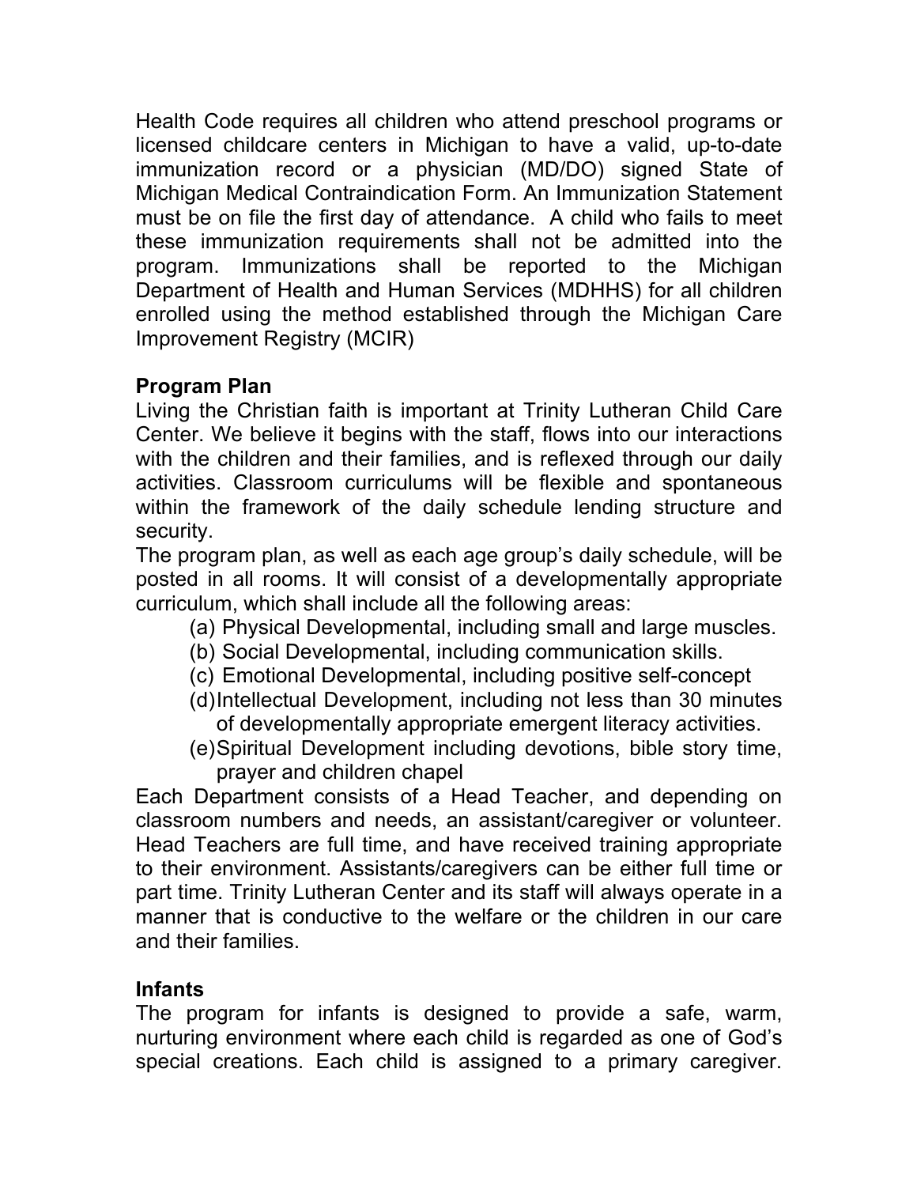Health Code requires all children who attend preschool programs or licensed childcare centers in Michigan to have a valid, up-to-date immunization record or a physician (MD/DO) signed State of Michigan Medical Contraindication Form. An Immunization Statement must be on file the first day of attendance. A child who fails to meet these immunization requirements shall not be admitted into the program. Immunizations shall be reported to the Michigan Department of Health and Human Services (MDHHS) for all children enrolled using the method established through the Michigan Care Improvement Registry (MCIR)

**Program Plan**

Living the Christian faith is important at Trinity Lutheran Child Care Center. We believe it begins with the staff, flows into our interactions with the children and their families, and is reflexed through our daily activities. Classroom curriculums will be flexible and spontaneous within the framework of the daily schedule lending structure and security.

The program plan, as well as each age group's daily schedule, will be posted in all rooms. It will consist of a developmentally appropriate curriculum, which shall include all the following areas:

(a) Physical Developmental, including small and large muscles.
(b) Social Developmental, including communication skills.
(c) Emotional Developmental, including positive self-concept
(d) Intellectual Development, including not less than 30 minutes of developmentally appropriate emergent literacy activities.
(e) Spiritual Development including devotions, bible story time, prayer and children chapel

Each Department consists of a Head Teacher, and depending on classroom numbers and needs, an assistant/caregiver or volunteer. Head Teachers are full time, and have received training appropriate to their environment. Assistants/caregivers can be either full time or part time. Trinity Lutheran Center and its staff will always operate in a manner that is conductive to the welfare or the children in our care and their families.

**Infants**

The program for infants is designed to provide a safe, warm, nurturing environment where each child is regarded as one of God's special creations. Each child is assigned to a primary caregiver.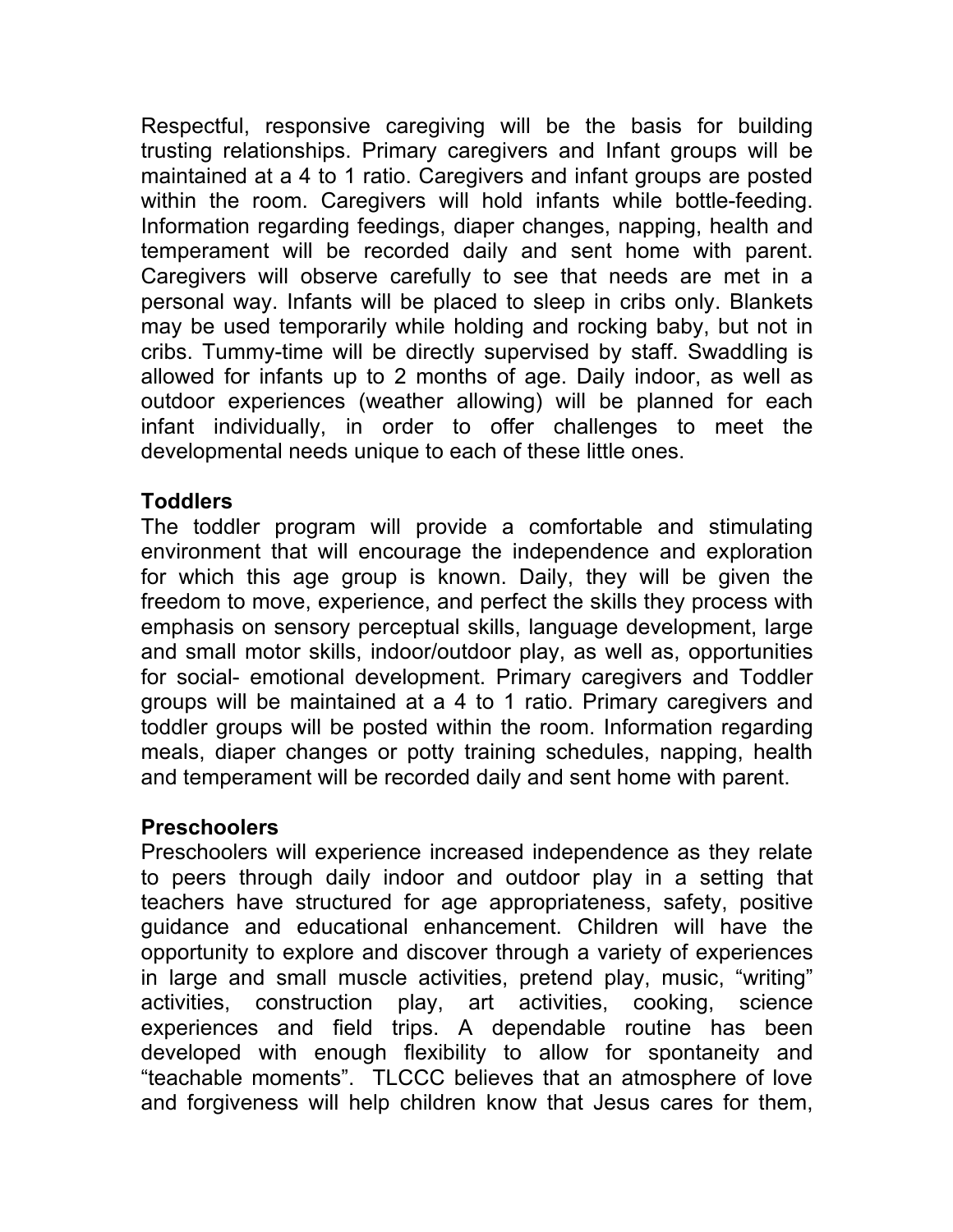Respectful, responsive caregiving will be the basis for building trusting relationships. Primary caregivers and Infant groups will be maintained at a 4 to 1 ratio. Caregivers and infant groups are posted within the room. Caregivers will hold infants while bottle-feeding. Information regarding feedings, diaper changes, napping, health and temperament will be recorded daily and sent home with parent. Caregivers will observe carefully to see that needs are met in a personal way. Infants will be placed to sleep in cribs only. Blankets may be used temporarily while holding and rocking baby, but not in cribs. Tummy-time will be directly supervised by staff. Swaddling is allowed for infants up to 2 months of age. Daily indoor, as well as outdoor experiences (weather allowing) will be planned for each infant individually, in order to offer challenges to meet the developmental needs unique to each of these little ones.

**Toddlers**

The toddler program will provide a comfortable and stimulating environment that will encourage the independence and exploration for which this age group is known. Daily, they will be given the freedom to move, experience, and perfect the skills they process with emphasis on sensory perceptual skills, language development, large and small motor skills, indoor/outdoor play, as well as, opportunities for social- emotional development. Primary caregivers and Toddler groups will be maintained at a 4 to 1 ratio. Primary caregivers and toddler groups will be posted within the room. Information regarding meals, diaper changes or potty training schedules, napping, health and temperament will be recorded daily and sent home with parent.

**Preschoolers**

Preschoolers will experience increased independence as they relate to peers through daily indoor and outdoor play in a setting that teachers have structured for age appropriateness, safety, positive guidance and educational enhancement. Children will have the opportunity to explore and discover through a variety of experiences in large and small muscle activities, pretend play, music, "writing" activities, construction play, art activities, cooking, science experiences and field trips. A dependable routine has been developed with enough flexibility to allow for spontaneity and "teachable moments". TLCCC believes that an atmosphere of love and forgiveness will help children know that Jesus cares for them,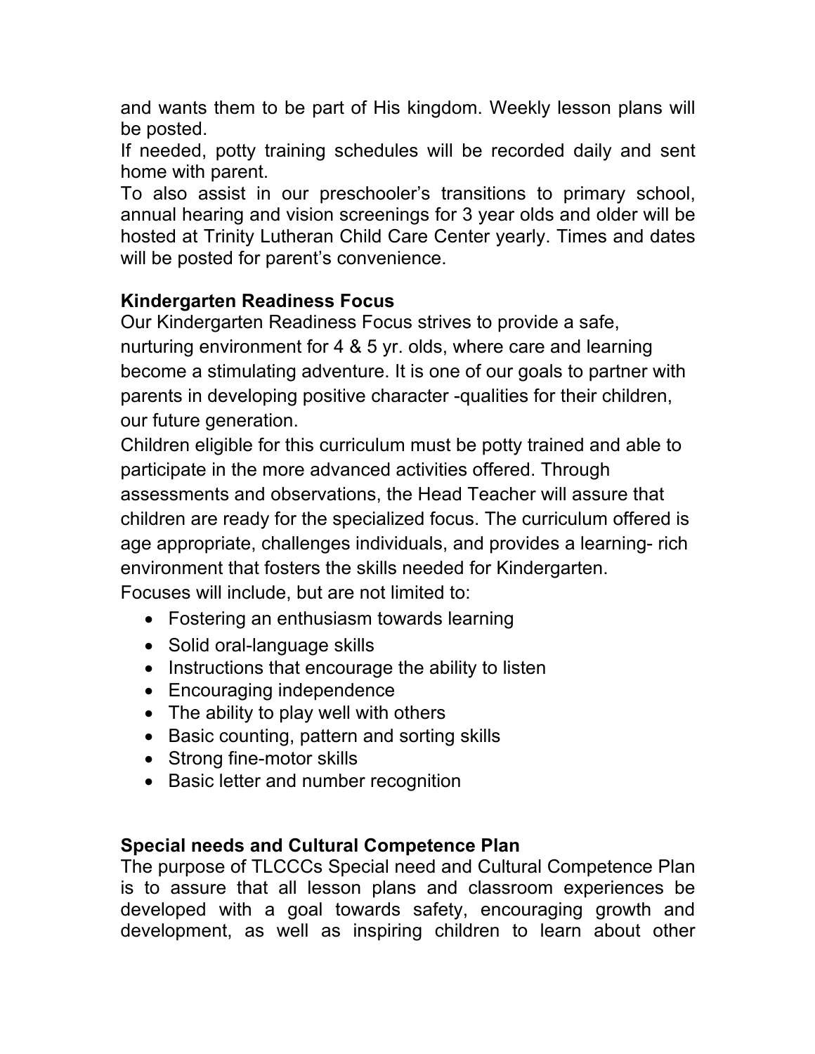and wants them to be part of His kingdom. Weekly lesson plans will be posted.

If needed, potty training schedules will be recorded daily and sent home with parent.

To also assist in our preschooler's transitions to primary school, annual hearing and vision screenings for 3 year olds and older will be hosted at Trinity Lutheran Child Care Center yearly. Times and dates will be posted for parent's convenience.

**Kindergarten Readiness Focus**

Our Kindergarten Readiness Focus strives to provide a safe, nurturing environment for 4 & 5 yr. olds, where care and learning become a stimulating adventure. It is one of our goals to partner with parents in developing positive character -qualities for their children, our future generation.

Children eligible for this curriculum must be potty trained and able to participate in the more advanced activities offered. Through assessments and observations, the Head Teacher will assure that children are ready for the specialized focus. The curriculum offered is age appropriate, challenges individuals, and provides a learning- rich environment that fosters the skills needed for Kindergarten.

Focuses will include, but are not limited to:

- Fostering an enthusiasm towards learning
- Solid oral-language skills
- Instructions that encourage the ability to listen
- Encouraging independence
- The ability to play well with others
- Basic counting, pattern and sorting skills
- Strong fine-motor skills
- Basic letter and number recognition

**Special needs and Cultural Competence Plan**

The purpose of TLCCCs Special need and Cultural Competence Plan is to assure that all lesson plans and classroom experiences be developed with a goal towards safety, encouraging growth and development, as well as inspiring children to learn about other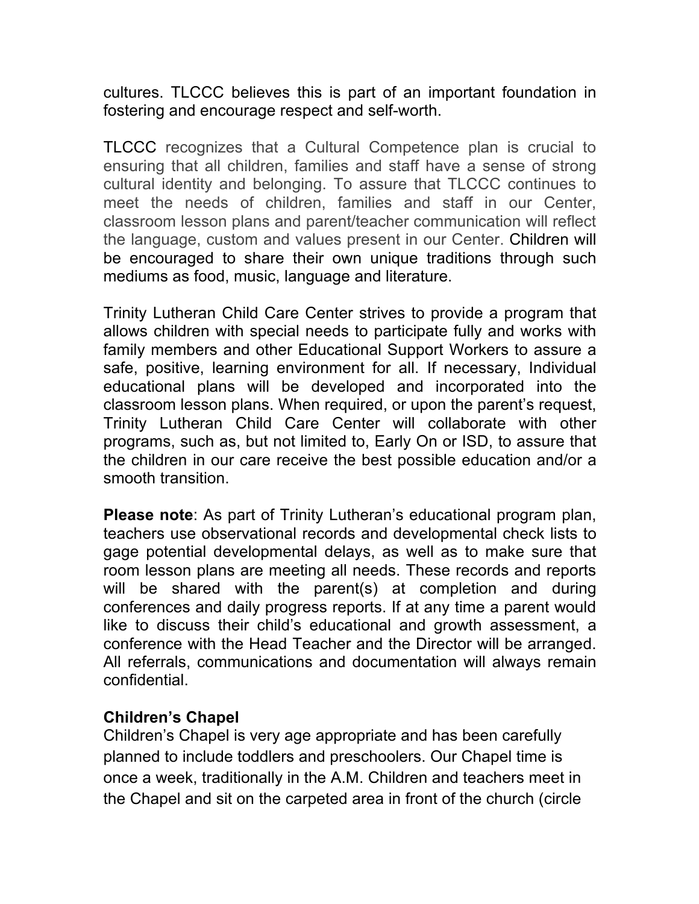cultures. TLCCC believes this is part of an important foundation in fostering and encourage respect and self-worth.

TLCCC recognizes that a Cultural Competence plan is crucial to ensuring that all children, families and staff have a sense of strong cultural identity and belonging. To assure that TLCCC continues to meet the needs of children, families and staff in our Center, classroom lesson plans and parent/teacher communication will reflect the language, custom and values present in our Center. Children will be encouraged to share their own unique traditions through such mediums as food, music, language and literature.

Trinity Lutheran Child Care Center strives to provide a program that allows children with special needs to participate fully and works with family members and other Educational Support Workers to assure a safe, positive, learning environment for all. If necessary, Individual educational plans will be developed and incorporated into the classroom lesson plans. When required, or upon the parent's request, Trinity Lutheran Child Care Center will collaborate with other programs, such as, but not limited to, Early On or ISD, to assure that the children in our care receive the best possible education and/or a smooth transition.

**Please note**: As part of Trinity Lutheran's educational program plan, teachers use observational records and developmental check lists to gage potential developmental delays, as well as to make sure that room lesson plans are meeting all needs. These records and reports will be shared with the parent(s) at completion and during conferences and daily progress reports. If at any time a parent would like to discuss their child's educational and growth assessment, a conference with the Head Teacher and the Director will be arranged. All referrals, communications and documentation will always remain confidential.

**Children's Chapel**

Children's Chapel is very age appropriate and has been carefully planned to include toddlers and preschoolers. Our Chapel time is once a week, traditionally in the A.M. Children and teachers meet in the Chapel and sit on the carpeted area in front of the church (circle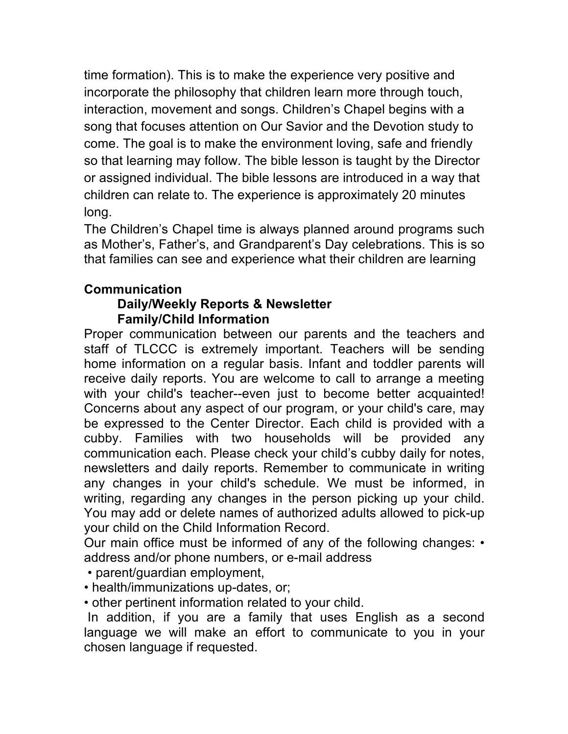time formation). This is to make the experience very positive and incorporate the philosophy that children learn more through touch, interaction, movement and songs. Children's Chapel begins with a song that focuses attention on Our Savior and the Devotion study to come. The goal is to make the environment loving, safe and friendly so that learning may follow. The bible lesson is taught by the Director or assigned individual. The bible lessons are introduced in a way that children can relate to. The experience is approximately 20 minutes long.

The Children's Chapel time is always planned around programs such as Mother's, Father's, and Grandparent's Day celebrations. This is so that families can see and experience what their children are learning

## Communication

### Daily/Weekly Reports & Newsletter

### Family/Child Information

Proper communication between our parents and the teachers and staff of TLCCC is extremely important. Teachers will be sending home information on a regular basis. Infant and toddler parents will receive daily reports. You are welcome to call to arrange a meeting with your child's teacher--even just to become better acquainted! Concerns about any aspect of our program, or your child's care, may be expressed to the Center Director. Each child is provided with a cubby. Families with two households will be provided any communication each. Please check your child's cubby daily for notes, newsletters and daily reports. Remember to communicate in writing any changes in your child's schedule. We must be informed, in writing, regarding any changes in the person picking up your child. You may add or delete names of authorized adults allowed to pick-up your child on the Child Information Record.

Our main office must be informed of any of the following changes:

- address and/or phone numbers, or e-mail address
- parent/guardian employment,
- health/immunizations up-dates, or;
- other pertinent information related to your child.

In addition, if you are a family that uses English as a second language we will make an effort to communicate to you in your chosen language if requested.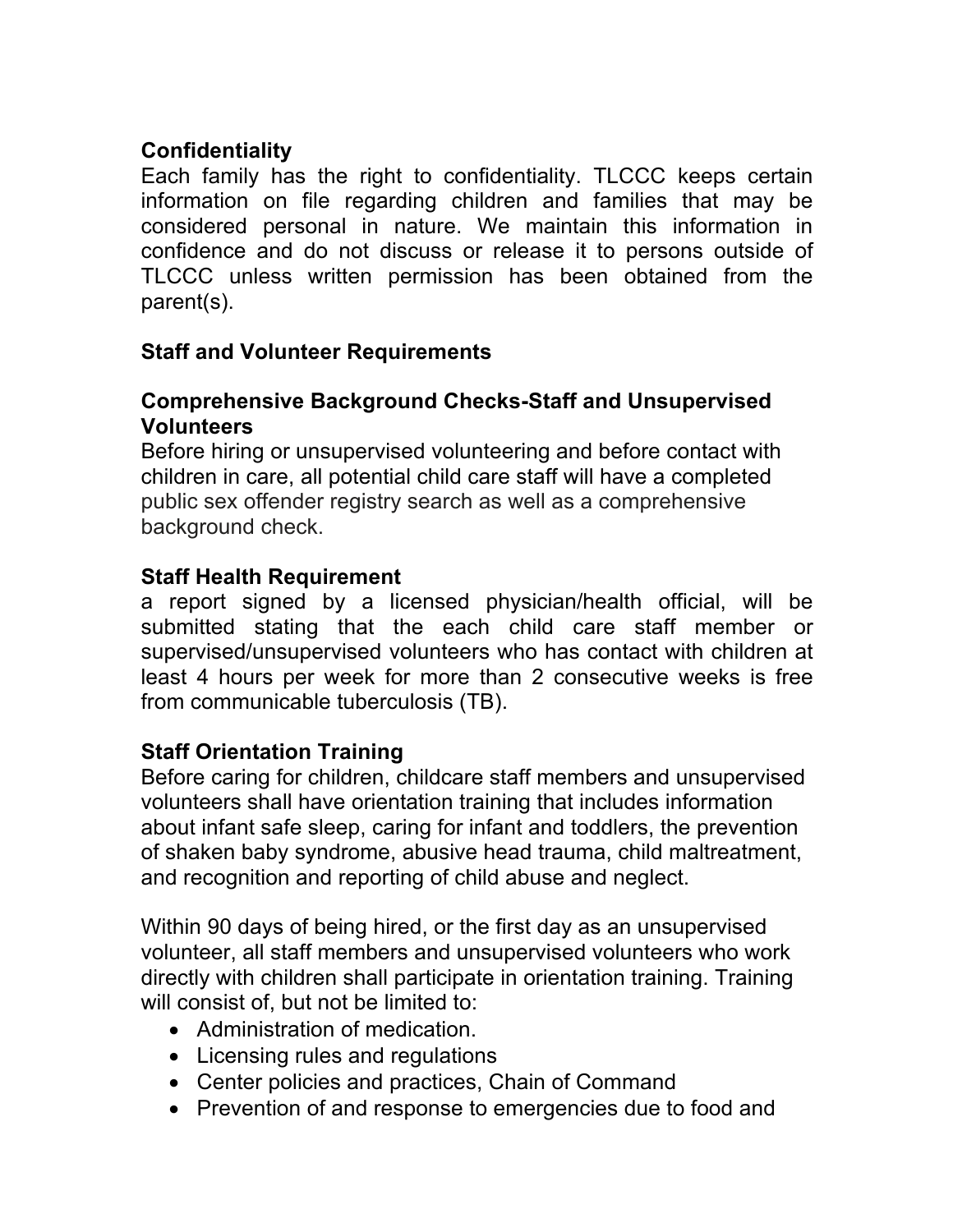**Confidentiality**

Each family has the right to confidentiality. TLCCC keeps certain information on file regarding children and families that may be considered personal in nature. We maintain this information in confidence and do not discuss or release it to persons outside of TLCCC unless written permission has been obtained from the parent(s).

**Staff and Volunteer Requirements**

**Comprehensive Background Checks-Staff and Unsupervised Volunteers**

Before hiring or unsupervised volunteering and before contact with children in care, all potential child care staff will have a completed public sex offender registry search as well as a comprehensive background check.

**Staff Health Requirement**

a report signed by a licensed physician/health official, will be submitted stating that the each child care staff member or supervised/unsupervised volunteers who has contact with children at least 4 hours per week for more than 2 consecutive weeks is free from communicable tuberculosis (TB).

**Staff Orientation Training**

Before caring for children, childcare staff members and unsupervised volunteers shall have orientation training that includes information about infant safe sleep, caring for infant and toddlers, the prevention of shaken baby syndrome, abusive head trauma, child maltreatment, and recognition and reporting of child abuse and neglect.

Within 90 days of being hired, or the first day as an unsupervised volunteer, all staff members and unsupervised volunteers who work directly with children shall participate in orientation training. Training will consist of, but not be limited to:

- Administration of medication.
- Licensing rules and regulations
- Center policies and practices, Chain of Command
- Prevention of and response to emergencies due to food and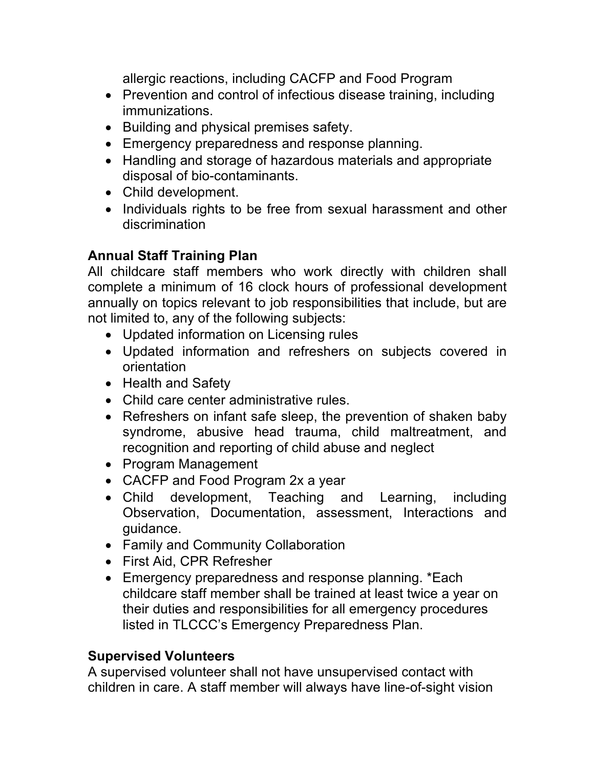allergic reactions, including CACFP and Food Program

- Prevention and control of infectious disease training, including immunizations.
- Building and physical premises safety.
- Emergency preparedness and response planning.
- Handling and storage of hazardous materials and appropriate disposal of bio-contaminants.
- Child development.
- Individuals rights to be free from sexual harassment and other discrimination

**Annual Staff Training Plan**

All childcare staff members who work directly with children shall complete a minimum of 16 clock hours of professional development annually on topics relevant to job responsibilities that include, but are not limited to, any of the following subjects:

- Updated information on Licensing rules
- Updated information and refreshers on subjects covered in orientation
- Health and Safety
- Child care center administrative rules.
- Refreshers on infant safe sleep, the prevention of shaken baby syndrome, abusive head trauma, child maltreatment, and recognition and reporting of child abuse and neglect
- Program Management
- CACFP and Food Program 2x a year
- Child development, Teaching and Learning, including Observation, Documentation, assessment, Interactions and guidance.
- Family and Community Collaboration
- First Aid, CPR Refresher
- Emergency preparedness and response planning. *Each childcare staff member shall be trained at least twice a year on their duties and responsibilities for all emergency procedures listed in TLCCC's Emergency Preparedness Plan.

**Supervised Volunteers**

A supervised volunteer shall not have unsupervised contact with children in care. A staff member will always have line-of-sight vision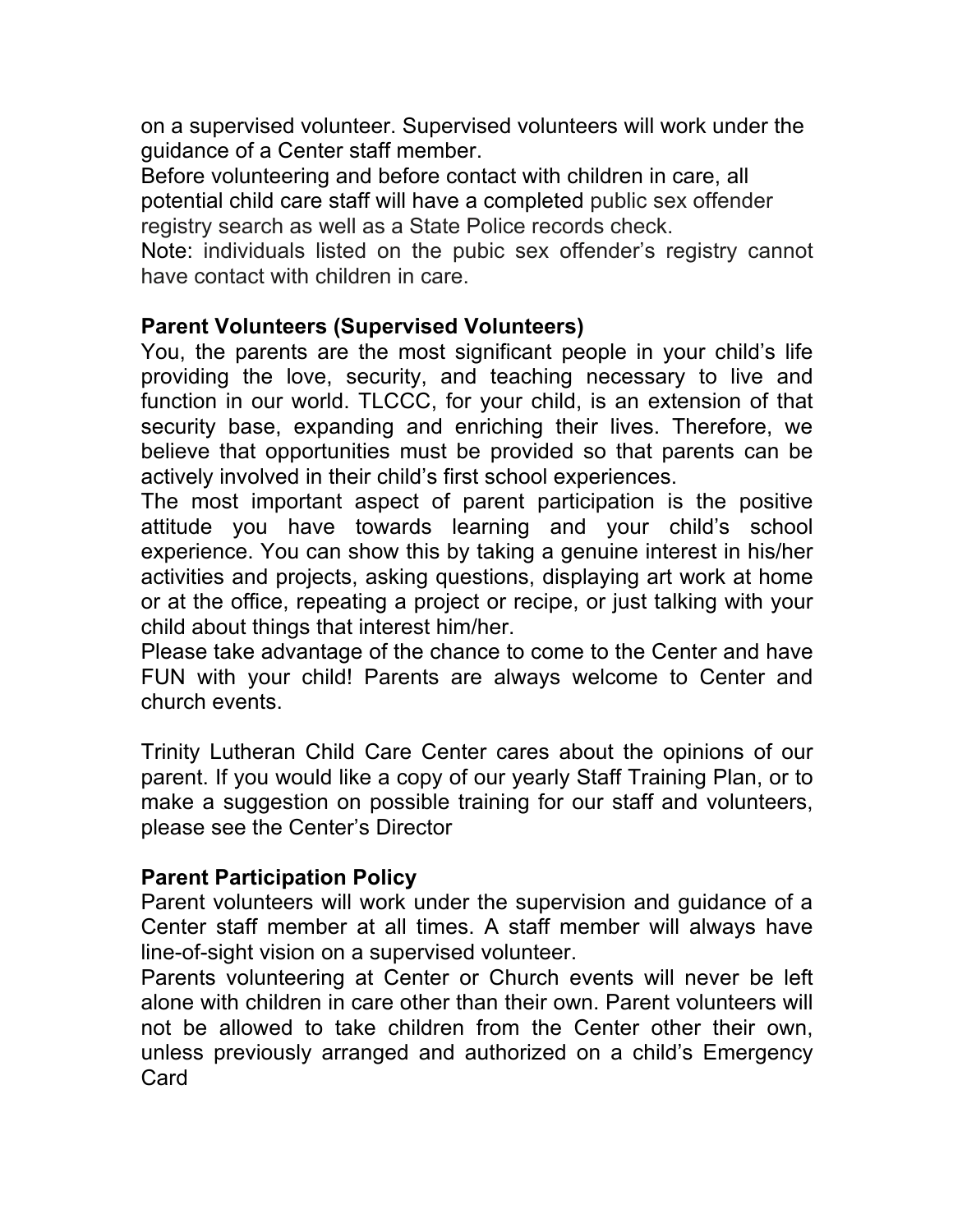on a supervised volunteer. Supervised volunteers will work under the guidance of a Center staff member.

Before volunteering and before contact with children in care, all potential child care staff will have a completed public sex offender registry search as well as a State Police records check.

Note: individuals listed on the pubic sex offender's registry cannot have contact with children in care.

**Parent Volunteers (Supervised Volunteers)**

You, the parents are the most significant people in your child's life providing the love, security, and teaching necessary to live and function in our world. TLCCC, for your child, is an extension of that security base, expanding and enriching their lives. Therefore, we believe that opportunities must be provided so that parents can be actively involved in their child's first school experiences.

The most important aspect of parent participation is the positive attitude you have towards learning and your child's school experience. You can show this by taking a genuine interest in his/her activities and projects, asking questions, displaying art work at home or at the office, repeating a project or recipe, or just talking with your child about things that interest him/her.

Please take advantage of the chance to come to the Center and have FUN with your child! Parents are always welcome to Center and church events.

Trinity Lutheran Child Care Center cares about the opinions of our parent. If you would like a copy of our yearly Staff Training Plan, or to make a suggestion on possible training for our staff and volunteers, please see the Center's Director

**Parent Participation Policy**

Parent volunteers will work under the supervision and guidance of a Center staff member at all times. A staff member will always have line-of-sight vision on a supervised volunteer.

Parents volunteering at Center or Church events will never be left alone with children in care other than their own. Parent volunteers will not be allowed to take children from the Center other their own, unless previously arranged and authorized on a child's Emergency Card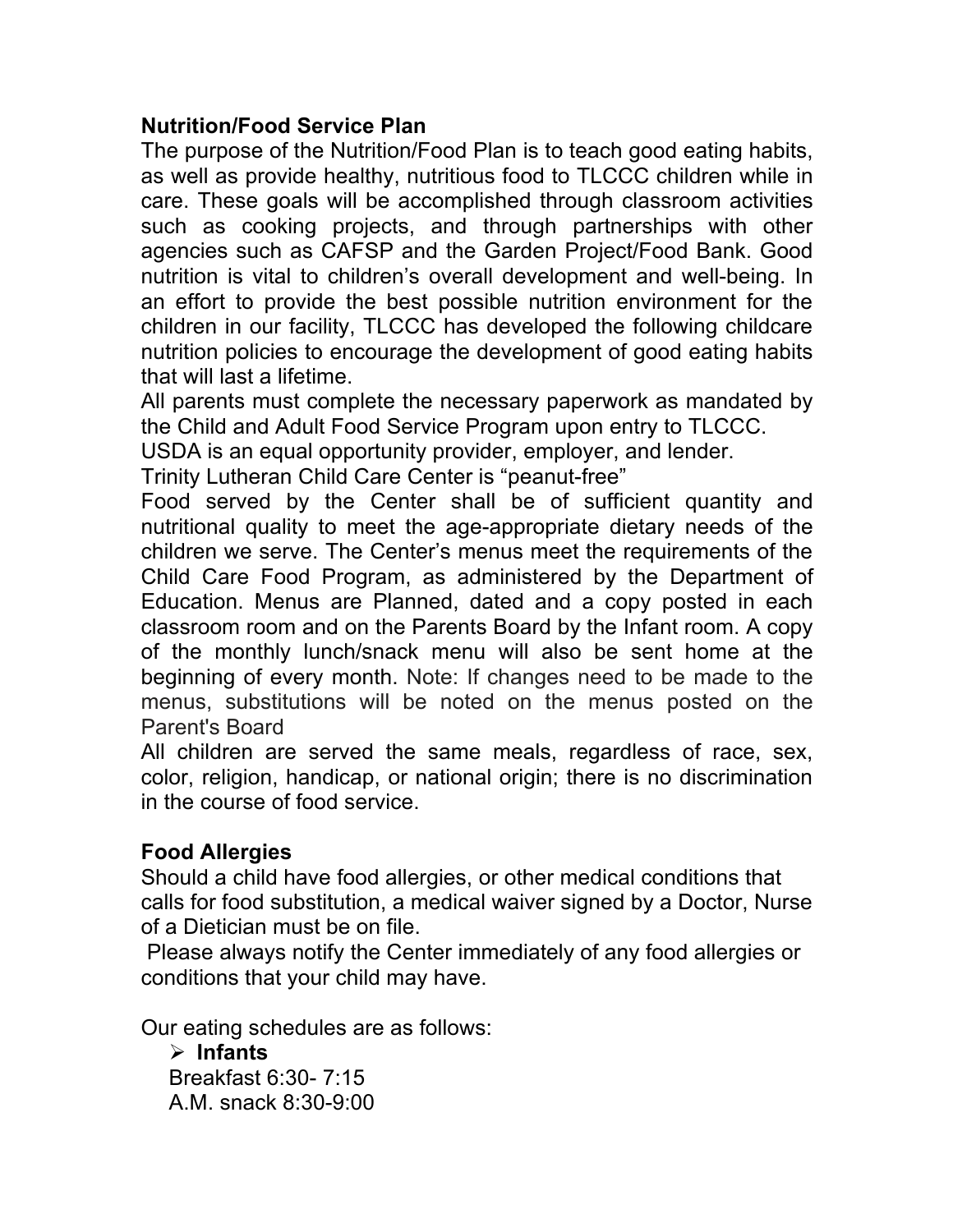**Nutrition/Food Service Plan**

The purpose of the Nutrition/Food Plan is to teach good eating habits, as well as provide healthy, nutritious food to TLCCC children while in care. These goals will be accomplished through classroom activities such as cooking projects, and through partnerships with other agencies such as CAFSP and the Garden Project/Food Bank. Good nutrition is vital to children's overall development and well-being. In an effort to provide the best possible nutrition environment for the children in our facility, TLCCC has developed the following childcare nutrition policies to encourage the development of good eating habits that will last a lifetime.

All parents must complete the necessary paperwork as mandated by the Child and Adult Food Service Program upon entry to TLCCC.

USDA is an equal opportunity provider, employer, and lender.

Trinity Lutheran Child Care Center is "peanut-free"

Food served by the Center shall be of sufficient quantity and nutritional quality to meet the age-appropriate dietary needs of the children we serve. The Center's menus meet the requirements of the Child Care Food Program, as administered by the Department of Education. Menus are Planned, dated and a copy posted in each classroom room and on the Parents Board by the Infant room. A copy of the monthly lunch/snack menu will also be sent home at the beginning of every month. Note: If changes need to be made to the menus, substitutions will be noted on the menus posted on the Parent's Board

All children are served the same meals, regardless of race, sex, color, religion, handicap, or national origin; there is no discrimination in the course of food service.

**Food Allergies**

Should a child have food allergies, or other medical conditions that calls for food substitution, a medical waiver signed by a Doctor, Nurse of a Dietician must be on file.

Please always notify the Center immediately of any food allergies or conditions that your child may have.

Our eating schedules are as follows:

- **Infants**

  Breakfast 6:30- 7:15

  A.M. snack 8:30-9:00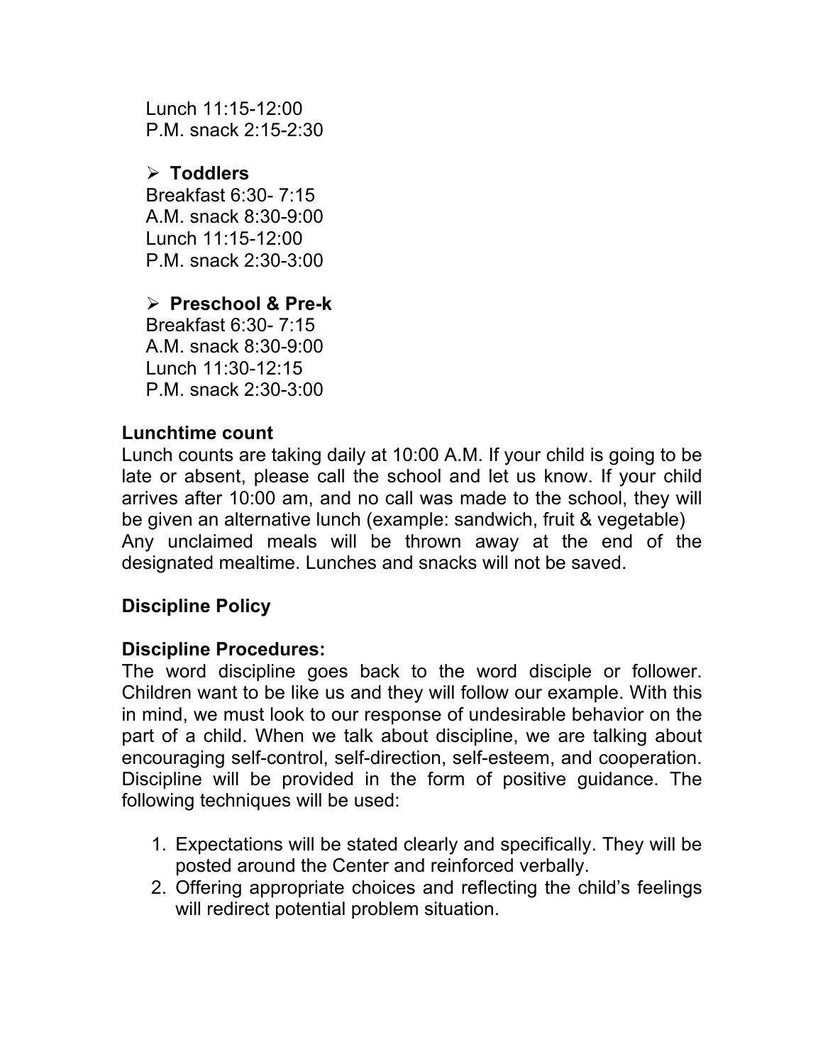Lunch 11:15-12:00
P.M. snack 2:15-2:30

- **Toddlers**
  Breakfast 6:30- 7:15
  A.M. snack 8:30-9:00
  Lunch 11:15-12:00
  P.M. snack 2:30-3:00

- **Preschool & Pre-k**
  Breakfast 6:30- 7:15
  A.M. snack 8:30-9:00
  Lunch 11:30-12:15
  P.M. snack 2:30-3:00

**Lunchtime count**

Lunch counts are taking daily at 10:00 A.M. If your child is going to be late or absent, please call the school and let us know. If your child arrives after 10:00 am, and no call was made to the school, they will be given an alternative lunch (example: sandwich, fruit & vegetable) Any unclaimed meals will be thrown away at the end of the designated mealtime. Lunches and snacks will not be saved.

**Discipline Policy**

**Discipline Procedures:**

The word discipline goes back to the word disciple or follower. Children want to be like us and they will follow our example. With this in mind, we must look to our response of undesirable behavior on the part of a child. When we talk about discipline, we are talking about encouraging self-control, self-direction, self-esteem, and cooperation. Discipline will be provided in the form of positive guidance. The following techniques will be used:

1. Expectations will be stated clearly and specifically. They will be posted around the Center and reinforced verbally.
2. Offering appropriate choices and reflecting the child's feelings will redirect potential problem situation.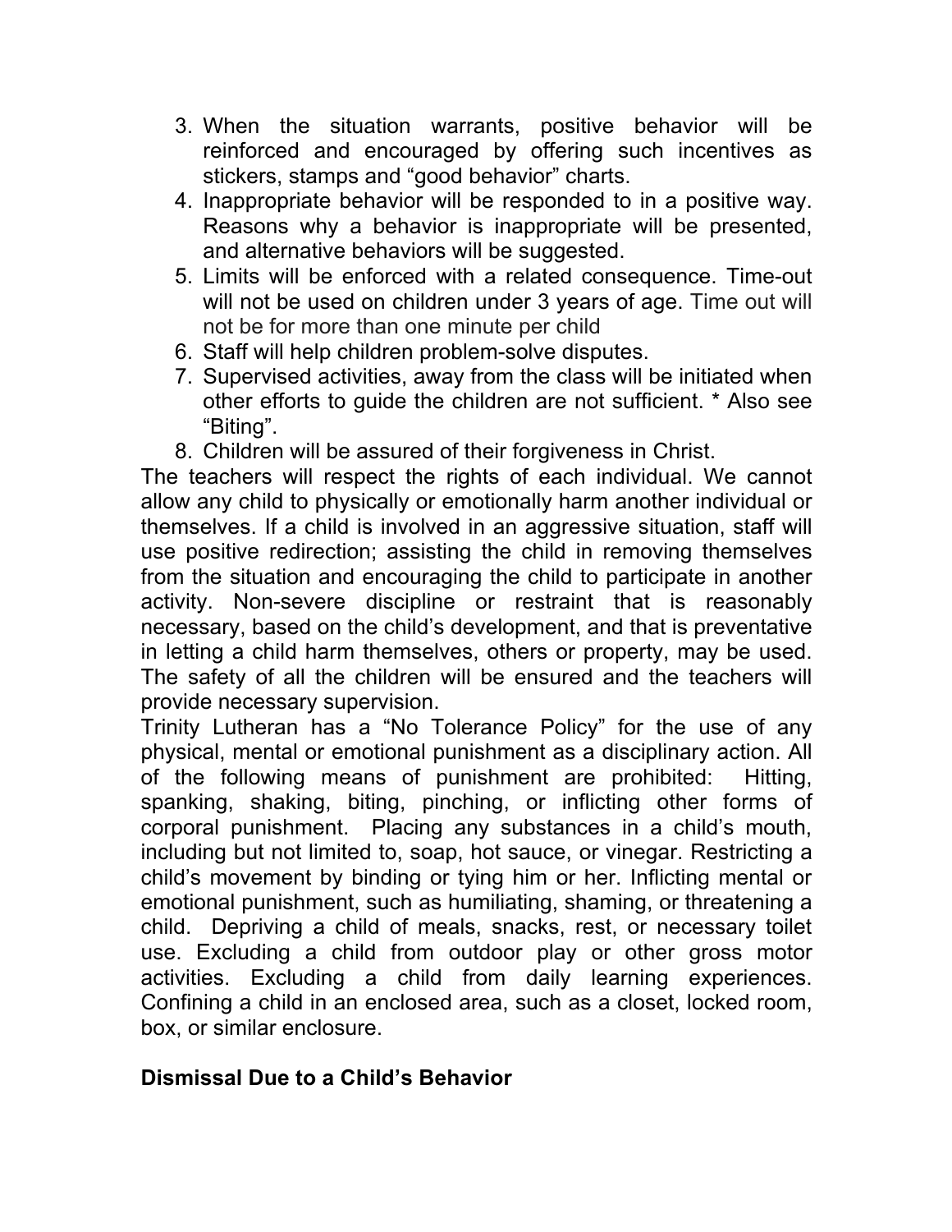3. When the situation warrants, positive behavior will be reinforced and encouraged by offering such incentives as stickers, stamps and "good behavior" charts.
4. Inappropriate behavior will be responded to in a positive way. Reasons why a behavior is inappropriate will be presented, and alternative behaviors will be suggested.
5. Limits will be enforced with a related consequence. Time-out will not be used on children under 3 years of age. Time out will not be for more than one minute per child
6. Staff will help children problem-solve disputes.
7. Supervised activities, away from the class will be initiated when other efforts to guide the children are not sufficient. * Also see "Biting".
8. Children will be assured of their forgiveness in Christ.

The teachers will respect the rights of each individual. We cannot allow any child to physically or emotionally harm another individual or themselves. If a child is involved in an aggressive situation, staff will use positive redirection; assisting the child in removing themselves from the situation and encouraging the child to participate in another activity. Non-severe discipline or restraint that is reasonably necessary, based on the child's development, and that is preventative in letting a child harm themselves, others or property, may be used. The safety of all the children will be ensured and the teachers will provide necessary supervision.

Trinity Lutheran has a "No Tolerance Policy" for the use of any physical, mental or emotional punishment as a disciplinary action. All of the following means of punishment are prohibited: Hitting, spanking, shaking, biting, pinching, or inflicting other forms of corporal punishment. Placing any substances in a child's mouth, including but not limited to, soap, hot sauce, or vinegar. Restricting a child's movement by binding or tying him or her. Inflicting mental or emotional punishment, such as humiliating, shaming, or threatening a child. Depriving a child of meals, snacks, rest, or necessary toilet use. Excluding a child from outdoor play or other gross motor activities. Excluding a child from daily learning experiences. Confining a child in an enclosed area, such as a closet, locked room, box, or similar enclosure.

**Dismissal Due to a Child's Behavior**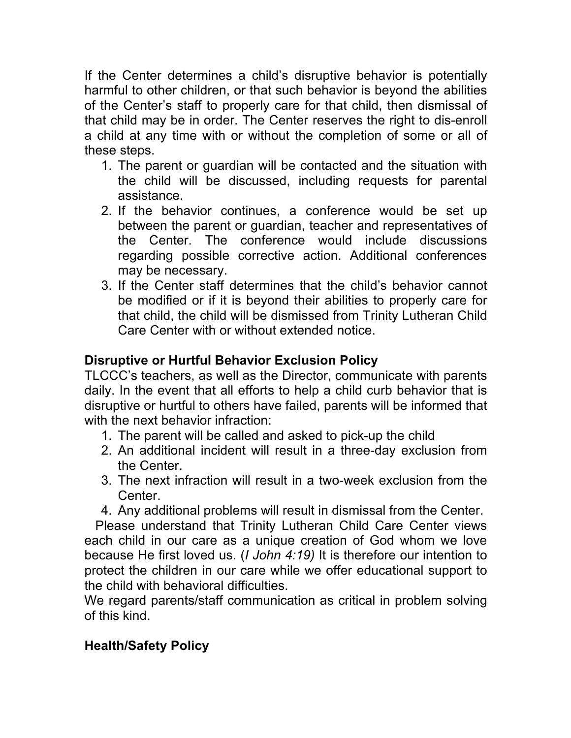If the Center determines a child's disruptive behavior is potentially harmful to other children, or that such behavior is beyond the abilities of the Center's staff to properly care for that child, then dismissal of that child may be in order. The Center reserves the right to dis-enroll a child at any time with or without the completion of some or all of these steps.

1. The parent or guardian will be contacted and the situation with the child will be discussed, including requests for parental assistance.
2. If the behavior continues, a conference would be set up between the parent or guardian, teacher and representatives of the Center. The conference would include discussions regarding possible corrective action. Additional conferences may be necessary.
3. If the Center staff determines that the child's behavior cannot be modified or if it is beyond their abilities to properly care for that child, the child will be dismissed from Trinity Lutheran Child Care Center with or without extended notice.

**Disruptive or Hurtful Behavior Exclusion Policy**

TLCCC's teachers, as well as the Director, communicate with parents daily. In the event that all efforts to help a child curb behavior that is disruptive or hurtful to others have failed, parents will be informed that with the next behavior infraction:

1. The parent will be called and asked to pick-up the child
2. An additional incident will result in a three-day exclusion from the Center.
3. The next infraction will result in a two-week exclusion from the Center.
4. Any additional problems will result in dismissal from the Center.

Please understand that Trinity Lutheran Child Care Center views each child in our care as a unique creation of God whom we love because He first loved us. (*I John 4:19)* It is therefore our intention to protect the children in our care while we offer educational support to the child with behavioral difficulties.

We regard parents/staff communication as critical in problem solving of this kind.

**Health/Safety Policy**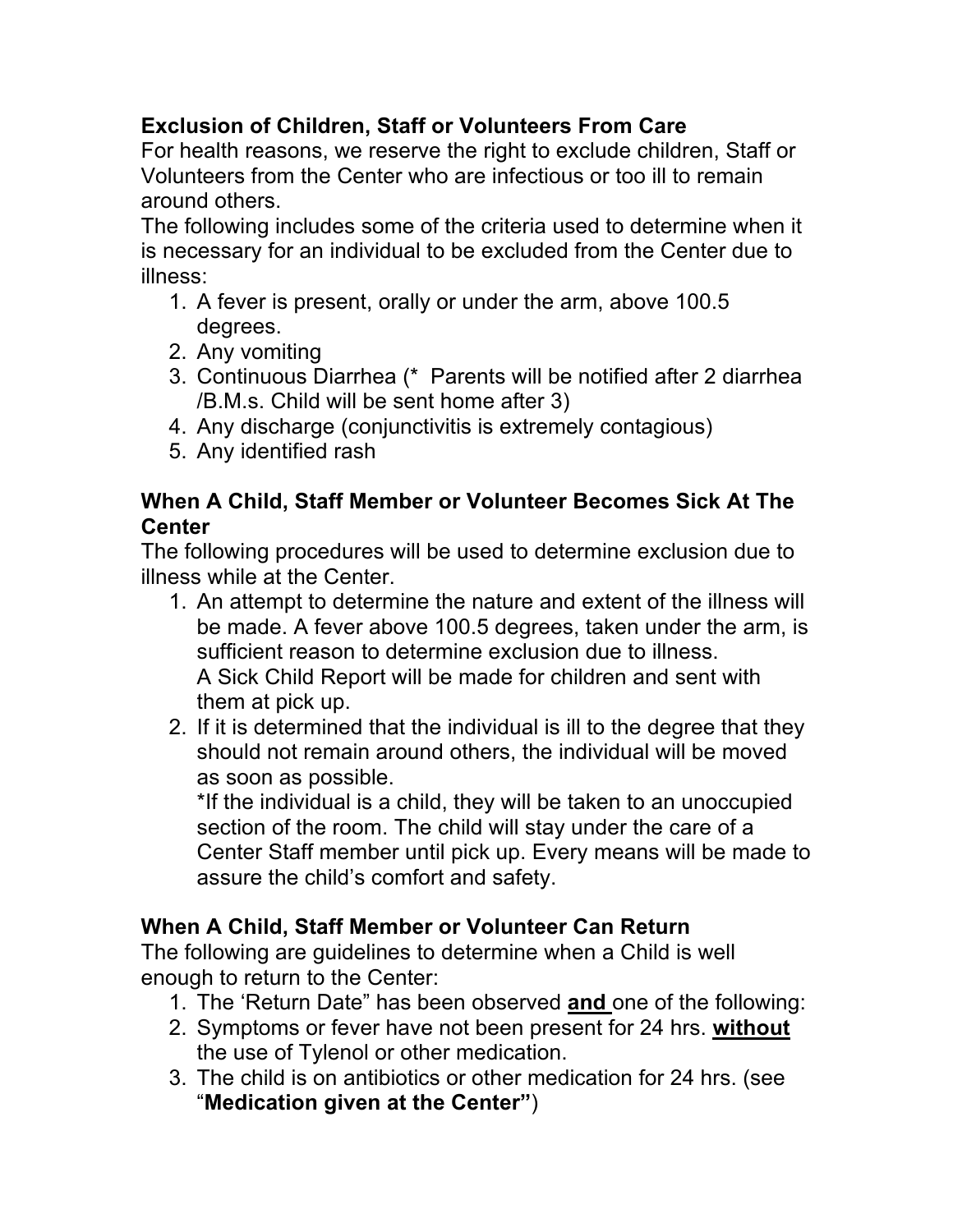## Exclusion of Children, Staff or Volunteers From Care

For health reasons, we reserve the right to exclude children, Staff or Volunteers from the Center who are infectious or too ill to remain around others.

The following includes some of the criteria used to determine when it is necessary for an individual to be excluded from the Center due to illness:

1. A fever is present, orally or under the arm, above 100.5 degrees.
2. Any vomiting
3. Continuous Diarrhea (* Parents will be notified after 2 diarrhea /B.M.s. Child will be sent home after 3)
4. Any discharge (conjunctivitis is extremely contagious)
5. Any identified rash

## When A Child, Staff Member or Volunteer Becomes Sick At The Center

The following procedures will be used to determine exclusion due to illness while at the Center.

1. An attempt to determine the nature and extent of the illness will be made. A fever above 100.5 degrees, taken under the arm, is sufficient reason to determine exclusion due to illness.
   A Sick Child Report will be made for children and sent with them at pick up.
2. If it is determined that the individual is ill to the degree that they should not remain around others, the individual will be moved as soon as possible.
   *If the individual is a child, they will be taken to an unoccupied section of the room. The child will stay under the care of a Center Staff member until pick up. Every means will be made to assure the child's comfort and safety.

## When A Child, Staff Member or Volunteer Can Return

The following are guidelines to determine when a Child is well enough to return to the Center:

1. The 'Return Date" has been observed **and** one of the following:
2. Symptoms or fever have not been present for 24 hrs. **without** the use of Tylenol or other medication.
3. The child is on antibiotics or other medication for 24 hrs. (see "**Medication given at the Center"**)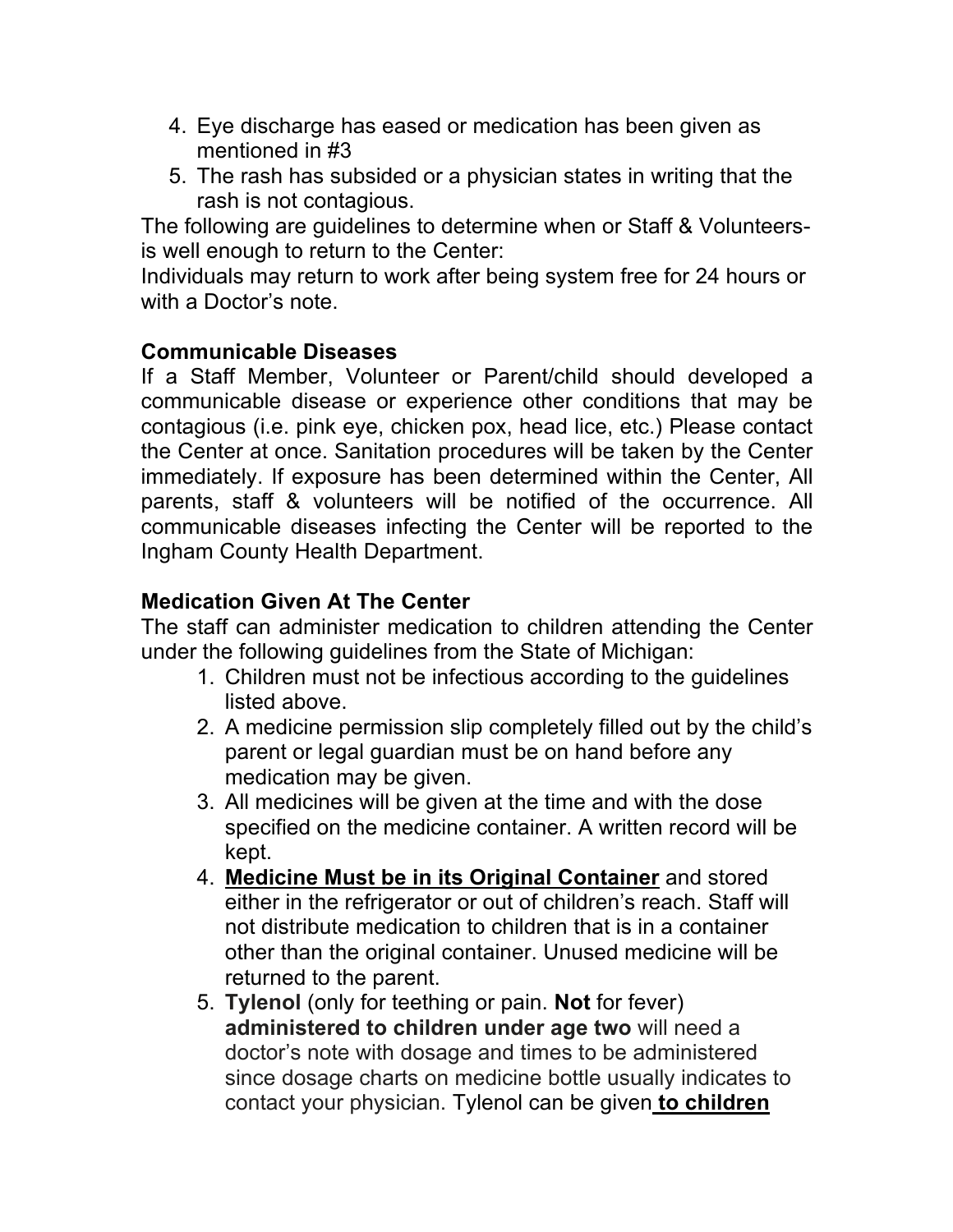4. Eye discharge has eased or medication has been given as mentioned in #3
5. The rash has subsided or a physician states in writing that the rash is not contagious.

The following are guidelines to determine when or Staff & Volunteers-is well enough to return to the Center:
Individuals may return to work after being system free for 24 hours or with a Doctor's note.

**Communicable Diseases**

If a Staff Member, Volunteer or Parent/child should developed a communicable disease or experience other conditions that may be contagious (i.e. pink eye, chicken pox, head lice, etc.) Please contact the Center at once. Sanitation procedures will be taken by the Center immediately. If exposure has been determined within the Center, All parents, staff & volunteers will be notified of the occurrence. All communicable diseases infecting the Center will be reported to the Ingham County Health Department.

**Medication Given At The Center**

The staff can administer medication to children attending the Center under the following guidelines from the State of Michigan:

1. Children must not be infectious according to the guidelines listed above.
2. A medicine permission slip completely filled out by the child's parent or legal guardian must be on hand before any medication may be given.
3. All medicines will be given at the time and with the dose specified on the medicine container. A written record will be kept.
4. <u>**Medicine Must be in its Original Container**</u> and stored either in the refrigerator or out of children's reach. Staff will not distribute medication to children that is in a container other than the original container. Unused medicine will be returned to the parent.
5. **Tylenol** (only for teething or pain. **Not** for fever) **administered to children under age two** will need a doctor's note with dosage and times to be administered since dosage charts on medicine bottle usually indicates to contact your physician. Tylenol can be given <u>**to children**</u>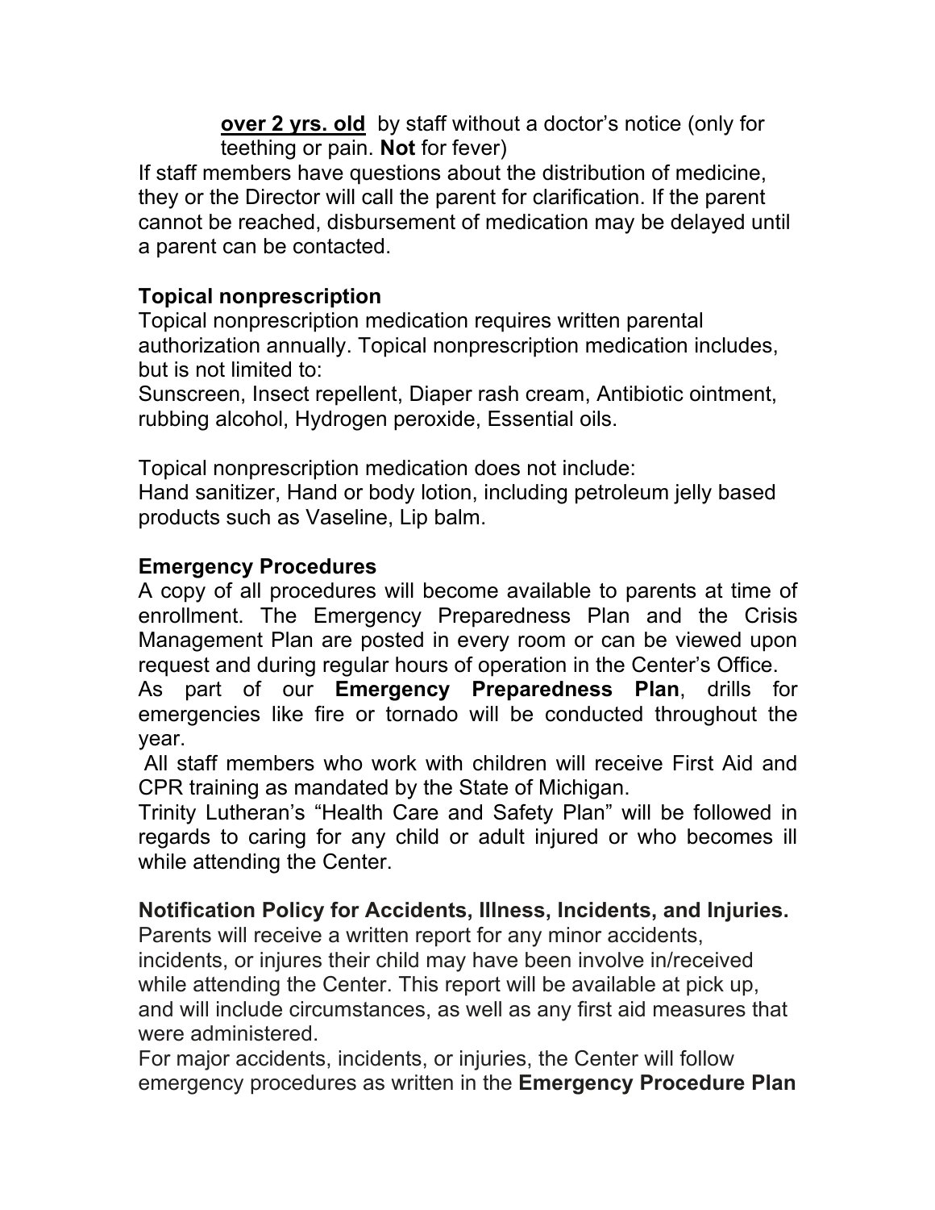**<u>over 2 yrs. old</u>** by staff without a doctor's notice (only for teething or pain. **Not** for fever)

If staff members have questions about the distribution of medicine, they or the Director will call the parent for clarification. If the parent cannot be reached, disbursement of medication may be delayed until a parent can be contacted.

**Topical nonprescription**

Topical nonprescription medication requires written parental authorization annually. Topical nonprescription medication includes, but is not limited to:

Sunscreen, Insect repellent, Diaper rash cream, Antibiotic ointment, rubbing alcohol, Hydrogen peroxide, Essential oils.

Topical nonprescription medication does not include:

Hand sanitizer, Hand or body lotion, including petroleum jelly based products such as Vaseline, Lip balm.

**Emergency Procedures**

A copy of all procedures will become available to parents at time of enrollment. The Emergency Preparedness Plan and the Crisis Management Plan are posted in every room or can be viewed upon request and during regular hours of operation in the Center's Office.

As part of our **Emergency Preparedness Plan**, drills for emergencies like fire or tornado will be conducted throughout the year.

All staff members who work with children will receive First Aid and CPR training as mandated by the State of Michigan.

Trinity Lutheran's "Health Care and Safety Plan" will be followed in regards to caring for any child or adult injured or who becomes ill while attending the Center.

**Notification Policy for Accidents, Illness, Incidents, and Injuries.**

Parents will receive a written report for any minor accidents, incidents, or injures their child may have been involve in/received while attending the Center. This report will be available at pick up, and will include circumstances, as well as any first aid measures that were administered.

For major accidents, incidents, or injuries, the Center will follow emergency procedures as written in the **Emergency Procedure Plan**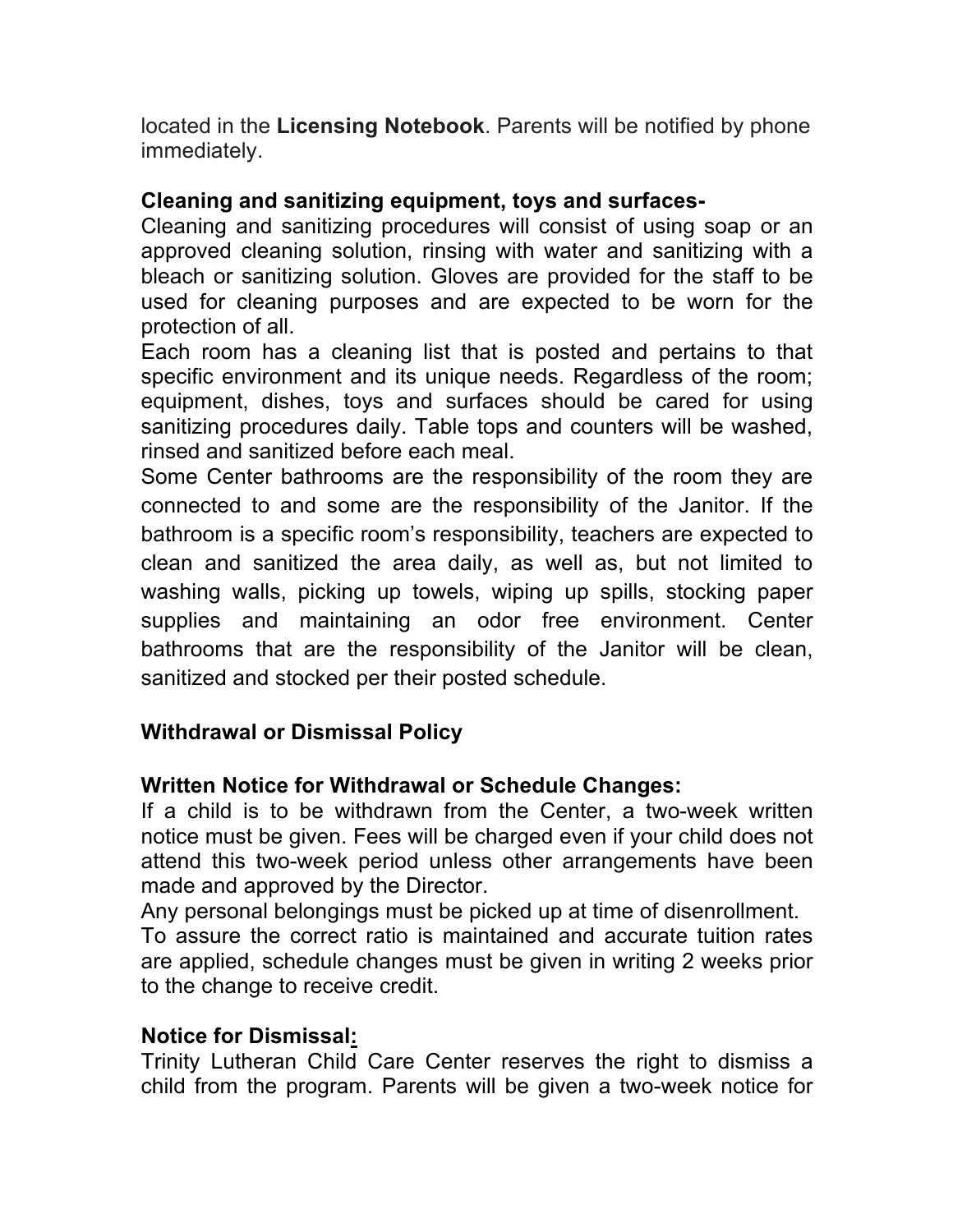located in the **Licensing Notebook**. Parents will be notified by phone immediately.

**Cleaning and sanitizing equipment, toys and surfaces-**
Cleaning and sanitizing procedures will consist of using soap or an approved cleaning solution, rinsing with water and sanitizing with a bleach or sanitizing solution. Gloves are provided for the staff to be used for cleaning purposes and are expected to be worn for the protection of all.
Each room has a cleaning list that is posted and pertains to that specific environment and its unique needs. Regardless of the room; equipment, dishes, toys and surfaces should be cared for using sanitizing procedures daily. Table tops and counters will be washed, rinsed and sanitized before each meal.
Some Center bathrooms are the responsibility of the room they are connected to and some are the responsibility of the Janitor. If the bathroom is a specific room's responsibility, teachers are expected to clean and sanitized the area daily, as well as, but not limited to washing walls, picking up towels, wiping up spills, stocking paper supplies and maintaining an odor free environment. Center bathrooms that are the responsibility of the Janitor will be clean, sanitized and stocked per their posted schedule.

**Withdrawal or Dismissal Policy**

**Written Notice for Withdrawal or Schedule Changes:**
If a child is to be withdrawn from the Center, a two-week written notice must be given. Fees will be charged even if your child does not attend this two-week period unless other arrangements have been made and approved by the Director.
Any personal belongings must be picked up at time of disenrollment.
To assure the correct ratio is maintained and accurate tuition rates are applied, schedule changes must be given in writing 2 weeks prior to the change to receive credit.

**Notice for Dismissal:**
Trinity Lutheran Child Care Center reserves the right to dismiss a child from the program. Parents will be given a two-week notice for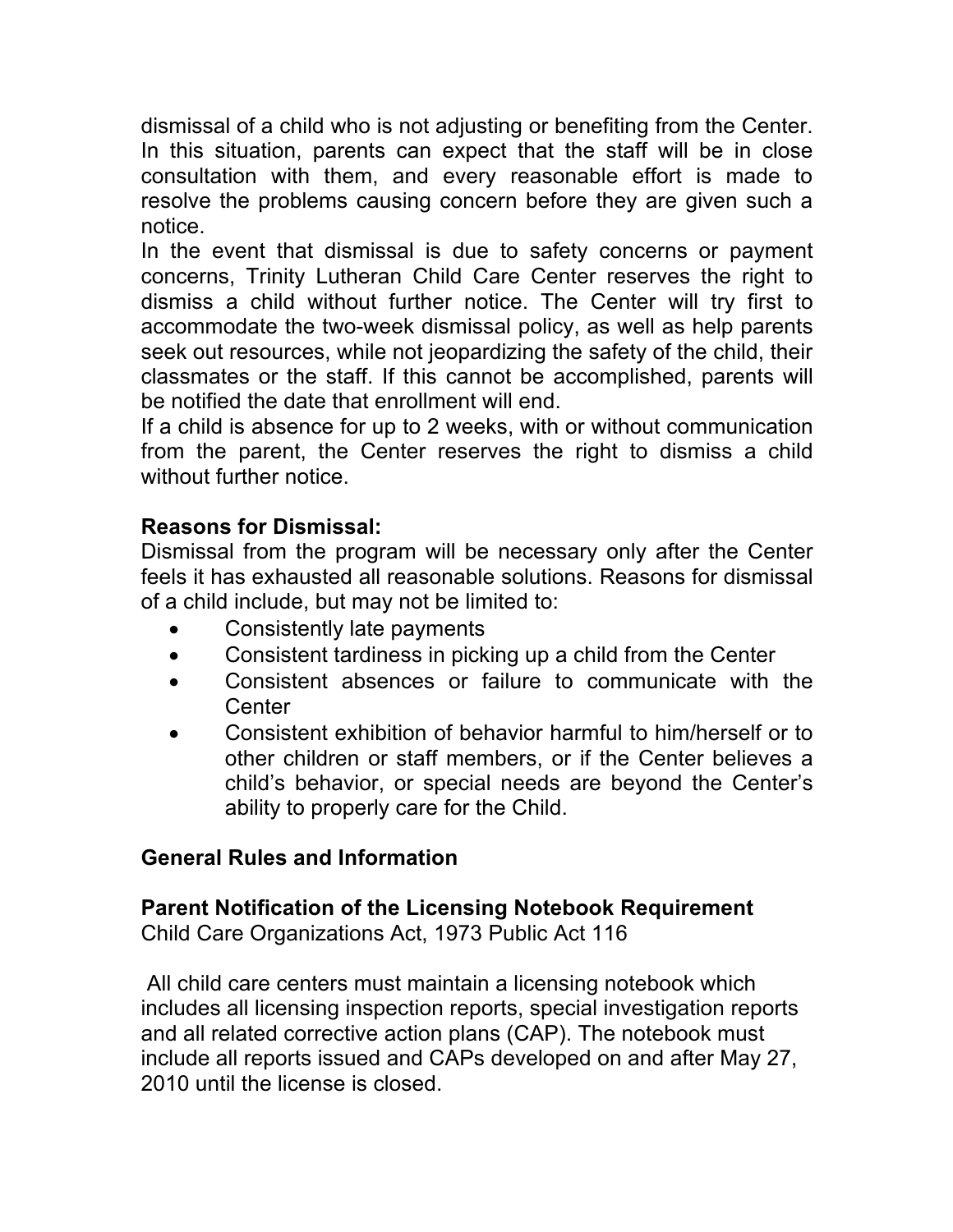dismissal of a child who is not adjusting or benefiting from the Center. In this situation, parents can expect that the staff will be in close consultation with them, and every reasonable effort is made to resolve the problems causing concern before they are given such a notice.

In the event that dismissal is due to safety concerns or payment concerns, Trinity Lutheran Child Care Center reserves the right to dismiss a child without further notice. The Center will try first to accommodate the two-week dismissal policy, as well as help parents seek out resources, while not jeopardizing the safety of the child, their classmates or the staff. If this cannot be accomplished, parents will be notified the date that enrollment will end.

If a child is absence for up to 2 weeks, with or without communication from the parent, the Center reserves the right to dismiss a child without further notice.

**Reasons for Dismissal:**

Dismissal from the program will be necessary only after the Center feels it has exhausted all reasonable solutions. Reasons for dismissal of a child include, but may not be limited to:

- Consistently late payments
- Consistent tardiness in picking up a child from the Center
- Consistent absences or failure to communicate with the Center
- Consistent exhibition of behavior harmful to him/herself or to other children or staff members, or if the Center believes a child's behavior, or special needs are beyond the Center's ability to properly care for the Child.

## General Rules and Information

**Parent Notification of the Licensing Notebook Requirement**

Child Care Organizations Act, 1973 Public Act 116

All child care centers must maintain a licensing notebook which includes all licensing inspection reports, special investigation reports and all related corrective action plans (CAP). The notebook must include all reports issued and CAPs developed on and after May 27, 2010 until the license is closed.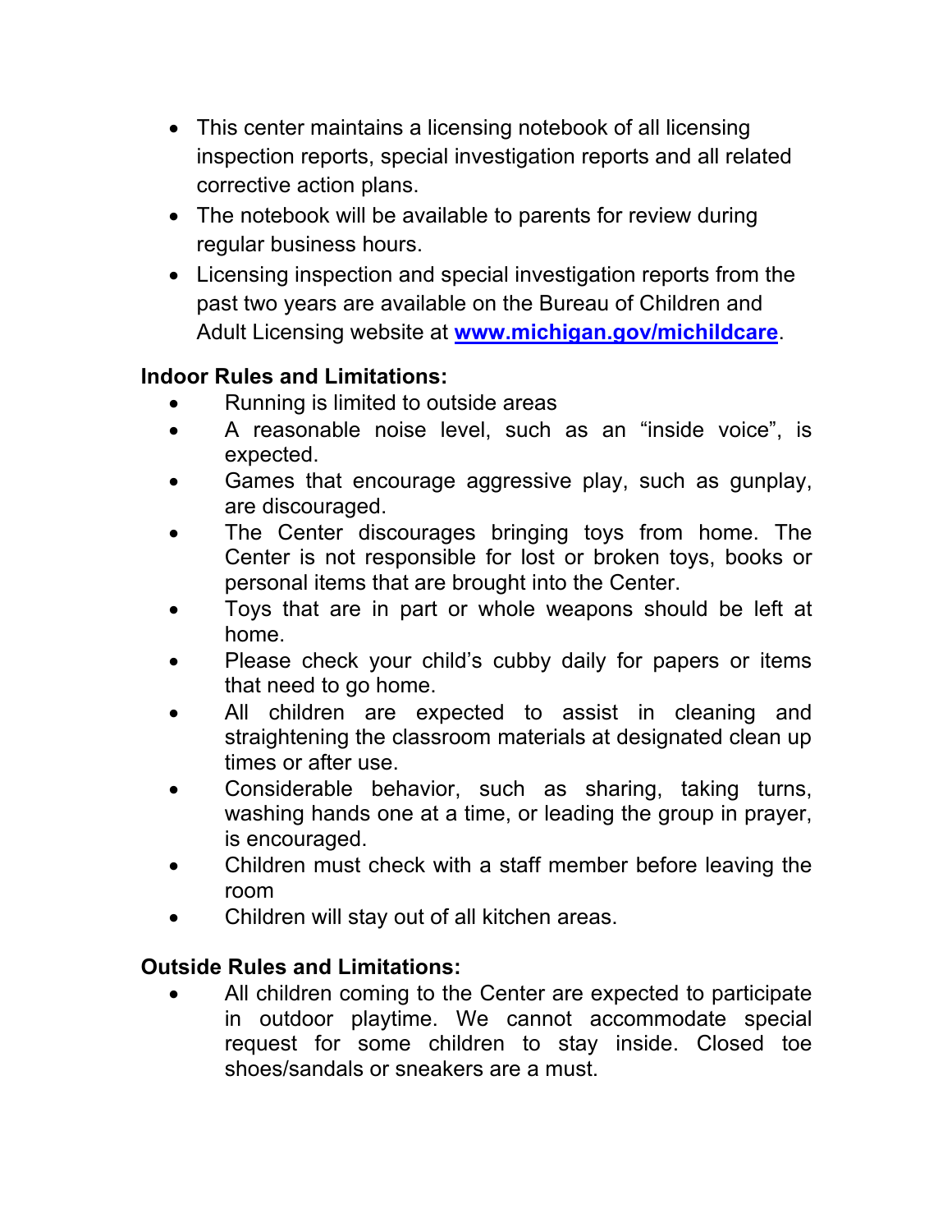- This center maintains a licensing notebook of all licensing inspection reports, special investigation reports and all related corrective action plans.
- The notebook will be available to parents for review during regular business hours.
- Licensing inspection and special investigation reports from the past two years are available on the Bureau of Children and Adult Licensing website at **[www.michigan.gov/michildcare](http://www.michigan.gov/michildcare)**.

**Indoor Rules and Limitations:**

- Running is limited to outside areas
- A reasonable noise level, such as an "inside voice", is expected.
- Games that encourage aggressive play, such as gunplay, are discouraged.
- The Center discourages bringing toys from home. The Center is not responsible for lost or broken toys, books or personal items that are brought into the Center.
- Toys that are in part or whole weapons should be left at home.
- Please check your child's cubby daily for papers or items that need to go home.
- All children are expected to assist in cleaning and straightening the classroom materials at designated clean up times or after use.
- Considerable behavior, such as sharing, taking turns, washing hands one at a time, or leading the group in prayer, is encouraged.
- Children must check with a staff member before leaving the room
- Children will stay out of all kitchen areas.

**Outside Rules and Limitations:**

- All children coming to the Center are expected to participate in outdoor playtime. We cannot accommodate special request for some children to stay inside. Closed toe shoes/sandals or sneakers are a must.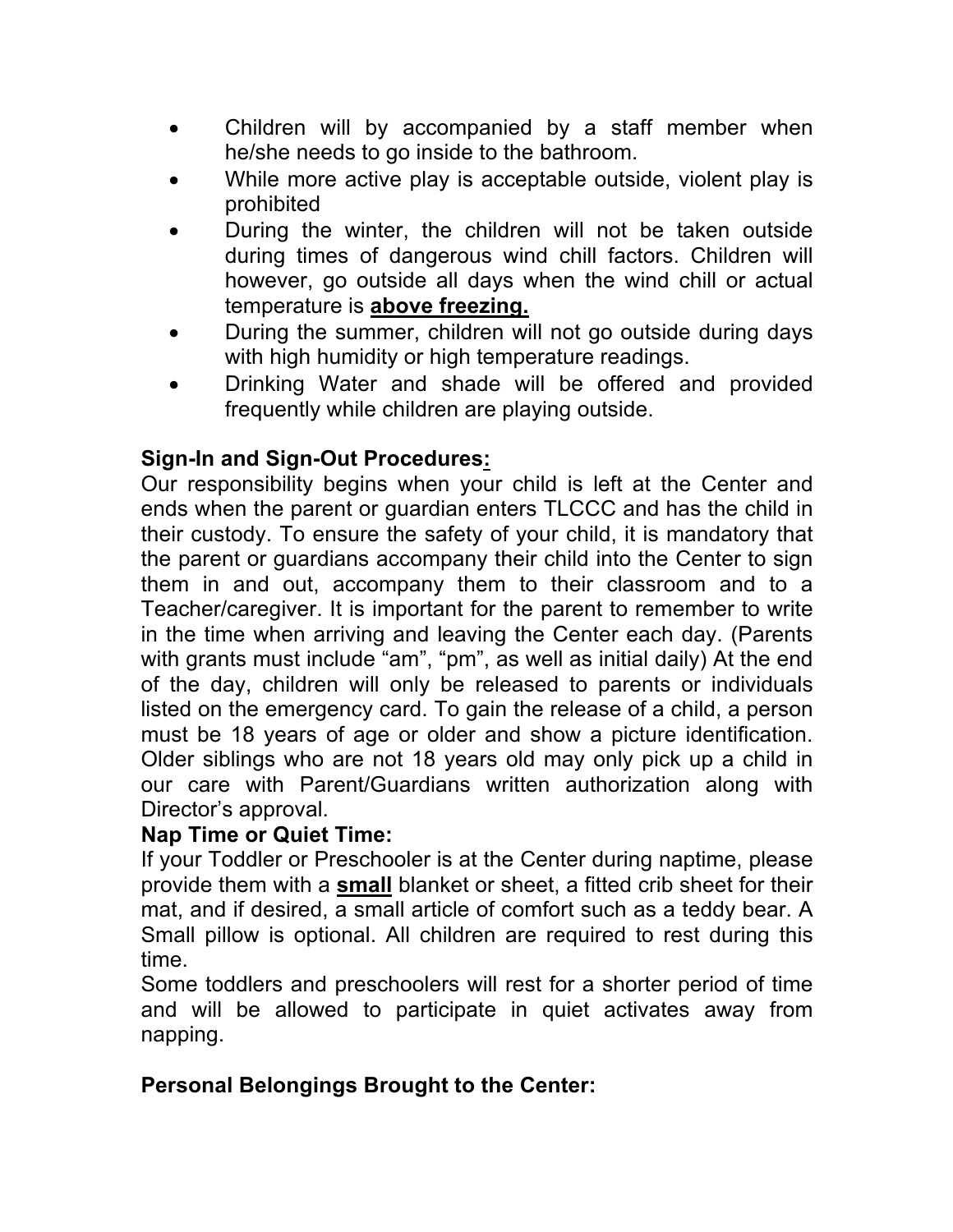- Children will by accompanied by a staff member when he/she needs to go inside to the bathroom.
- While more active play is acceptable outside, violent play is prohibited
- During the winter, the children will not be taken outside during times of dangerous wind chill factors. Children will however, go outside all days when the wind chill or actual temperature is **above freezing.**
- During the summer, children will not go outside during days with high humidity or high temperature readings.
- Drinking Water and shade will be offered and provided frequently while children are playing outside.

**Sign-In and Sign-Out Procedures:**

Our responsibility begins when your child is left at the Center and ends when the parent or guardian enters TLCCC and has the child in their custody. To ensure the safety of your child, it is mandatory that the parent or guardians accompany their child into the Center to sign them in and out, accompany them to their classroom and to a Teacher/caregiver. It is important for the parent to remember to write in the time when arriving and leaving the Center each day. (Parents with grants must include "am", "pm", as well as initial daily) At the end of the day, children will only be released to parents or individuals listed on the emergency card. To gain the release of a child, a person must be 18 years of age or older and show a picture identification. Older siblings who are not 18 years old may only pick up a child in our care with Parent/Guardians written authorization along with Director's approval.

**Nap Time or Quiet Time:**

If your Toddler or Preschooler is at the Center during naptime, please provide them with a **small** blanket or sheet, a fitted crib sheet for their mat, and if desired, a small article of comfort such as a teddy bear. A Small pillow is optional. All children are required to rest during this time.

Some toddlers and preschoolers will rest for a shorter period of time and will be allowed to participate in quiet activates away from napping.

**Personal Belongings Brought to the Center:**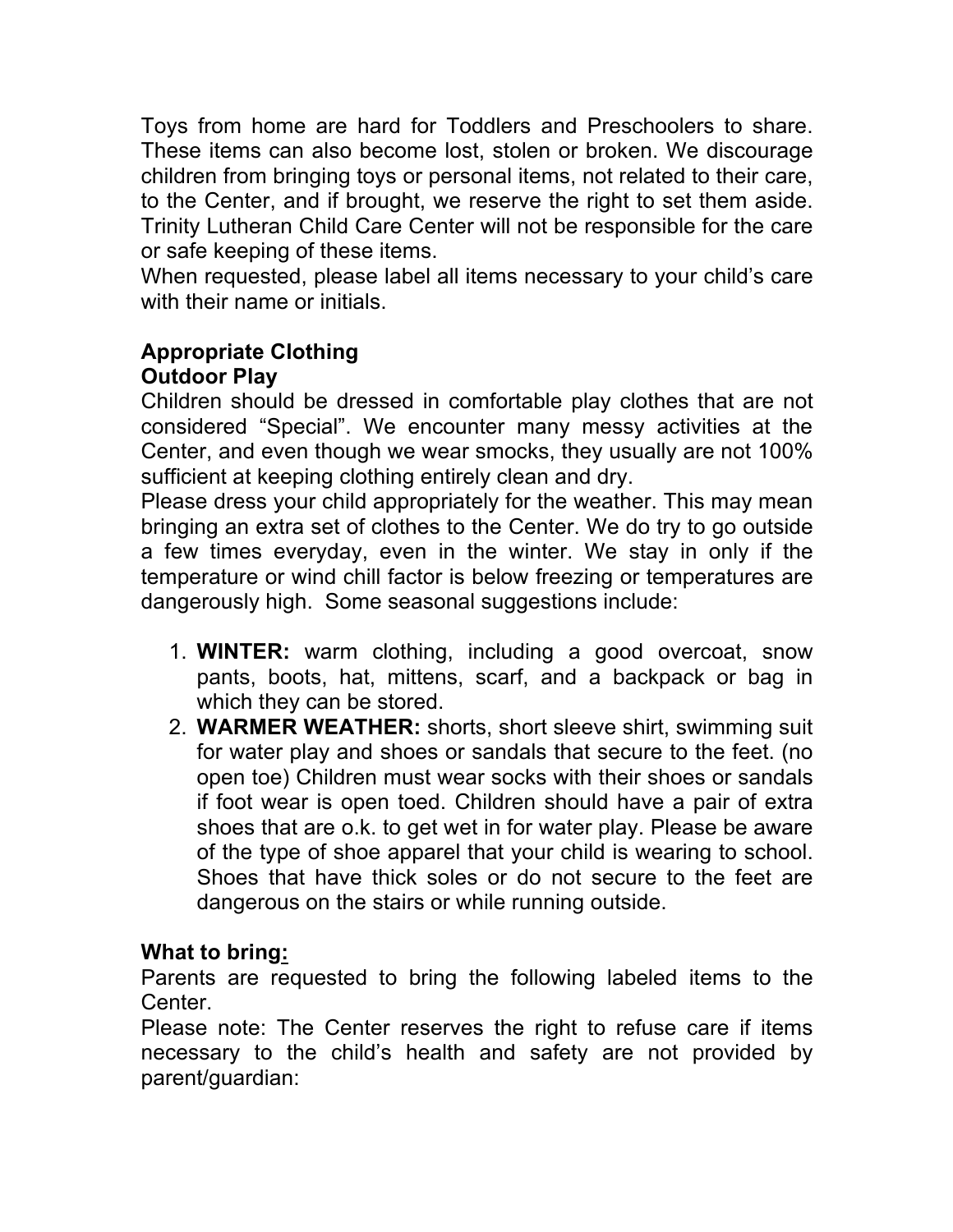Toys from home are hard for Toddlers and Preschoolers to share. These items can also become lost, stolen or broken. We discourage children from bringing toys or personal items, not related to their care, to the Center, and if brought, we reserve the right to set them aside. Trinity Lutheran Child Care Center will not be responsible for the care or safe keeping of these items.

When requested, please label all items necessary to your child's care with their name or initials.

**Appropriate Clothing**

**Outdoor Play**

Children should be dressed in comfortable play clothes that are not considered "Special". We encounter many messy activities at the Center, and even though we wear smocks, they usually are not 100% sufficient at keeping clothing entirely clean and dry.

Please dress your child appropriately for the weather. This may mean bringing an extra set of clothes to the Center. We do try to go outside a few times everyday, even in the winter. We stay in only if the temperature or wind chill factor is below freezing or temperatures are dangerously high. Some seasonal suggestions include:

1. **WINTER:** warm clothing, including a good overcoat, snow pants, boots, hat, mittens, scarf, and a backpack or bag in which they can be stored.
2. **WARMER WEATHER:** shorts, short sleeve shirt, swimming suit for water play and shoes or sandals that secure to the feet. (no open toe) Children must wear socks with their shoes or sandals if foot wear is open toed. Children should have a pair of extra shoes that are o.k. to get wet in for water play. Please be aware of the type of shoe apparel that your child is wearing to school. Shoes that have thick soles or do not secure to the feet are dangerous on the stairs or while running outside.

**What to bring:**

Parents are requested to bring the following labeled items to the Center.

Please note: The Center reserves the right to refuse care if items necessary to the child's health and safety are not provided by parent/guardian: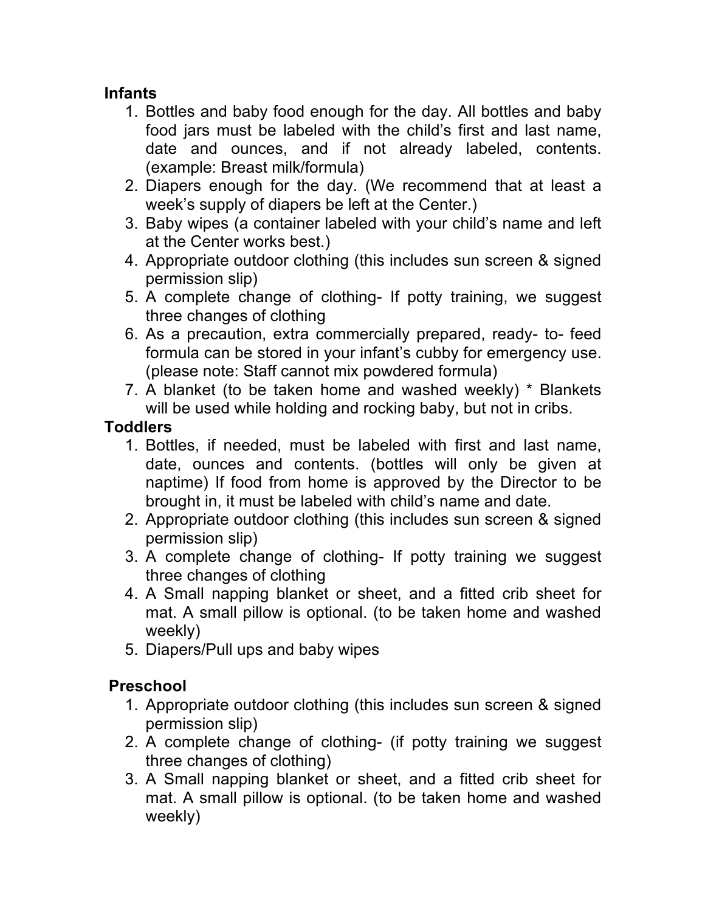**Infants**

1. Bottles and baby food enough for the day. All bottles and baby food jars must be labeled with the child's first and last name, date and ounces, and if not already labeled, contents. (example: Breast milk/formula)
2. Diapers enough for the day. (We recommend that at least a week's supply of diapers be left at the Center.)
3. Baby wipes (a container labeled with your child's name and left at the Center works best.)
4. Appropriate outdoor clothing (this includes sun screen & signed permission slip)
5. A complete change of clothing- If potty training, we suggest three changes of clothing
6. As a precaution, extra commercially prepared, ready- to- feed formula can be stored in your infant's cubby for emergency use. (please note: Staff cannot mix powdered formula)
7. A blanket (to be taken home and washed weekly) * Blankets will be used while holding and rocking baby, but not in cribs.

**Toddlers**

1. Bottles, if needed, must be labeled with first and last name, date, ounces and contents. (bottles will only be given at naptime) If food from home is approved by the Director to be brought in, it must be labeled with child's name and date.
2. Appropriate outdoor clothing (this includes sun screen & signed permission slip)
3. A complete change of clothing- If potty training we suggest three changes of clothing
4. A Small napping blanket or sheet, and a fitted crib sheet for mat. A small pillow is optional. (to be taken home and washed weekly)
5. Diapers/Pull ups and baby wipes

**Preschool**

1. Appropriate outdoor clothing (this includes sun screen & signed permission slip)
2. A complete change of clothing- (if potty training we suggest three changes of clothing)
3. A Small napping blanket or sheet, and a fitted crib sheet for mat. A small pillow is optional. (to be taken home and washed weekly)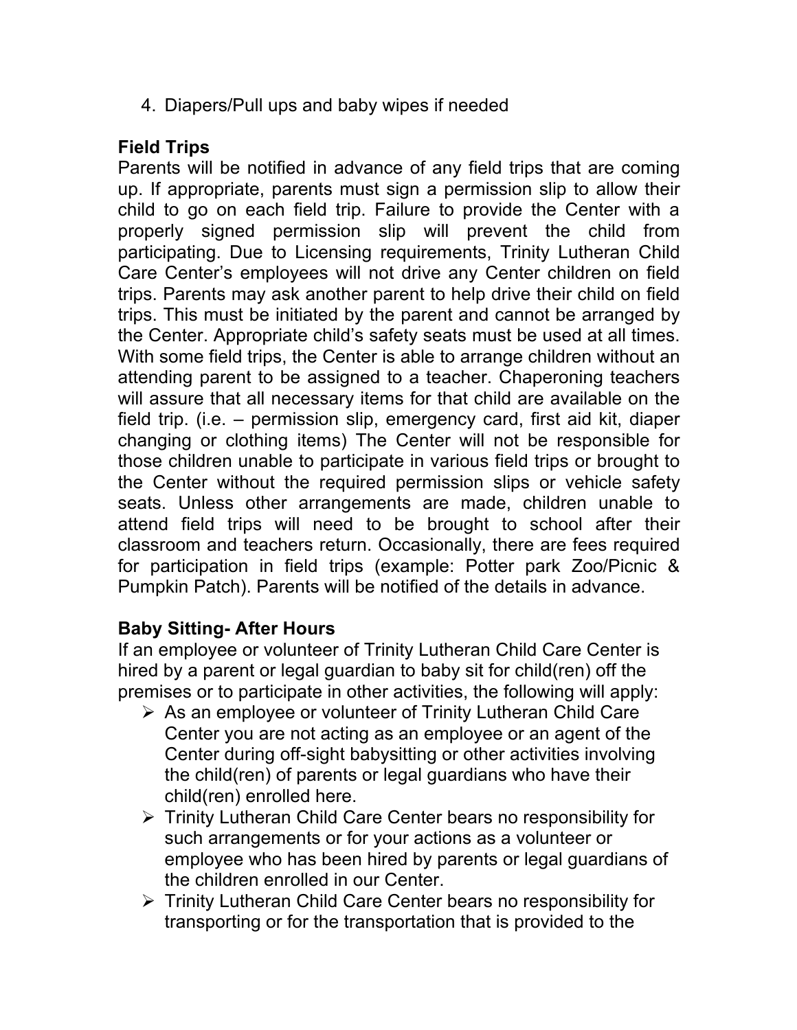4. Diapers/Pull ups and baby wipes if needed

**Field Trips**

Parents will be notified in advance of any field trips that are coming up. If appropriate, parents must sign a permission slip to allow their child to go on each field trip. Failure to provide the Center with a properly signed permission slip will prevent the child from participating. Due to Licensing requirements, Trinity Lutheran Child Care Center's employees will not drive any Center children on field trips. Parents may ask another parent to help drive their child on field trips. This must be initiated by the parent and cannot be arranged by the Center. Appropriate child's safety seats must be used at all times. With some field trips, the Center is able to arrange children without an attending parent to be assigned to a teacher. Chaperoning teachers will assure that all necessary items for that child are available on the field trip. (i.e. – permission slip, emergency card, first aid kit, diaper changing or clothing items) The Center will not be responsible for those children unable to participate in various field trips or brought to the Center without the required permission slips or vehicle safety seats. Unless other arrangements are made, children unable to attend field trips will need to be brought to school after their classroom and teachers return. Occasionally, there are fees required for participation in field trips (example: Potter park Zoo/Picnic & Pumpkin Patch). Parents will be notified of the details in advance.

**Baby Sitting- After Hours**

If an employee or volunteer of Trinity Lutheran Child Care Center is hired by a parent or legal guardian to baby sit for child(ren) off the premises or to participate in other activities, the following will apply:

- As an employee or volunteer of Trinity Lutheran Child Care Center you are not acting as an employee or an agent of the Center during off-sight babysitting or other activities involving the child(ren) of parents or legal guardians who have their child(ren) enrolled here.
- Trinity Lutheran Child Care Center bears no responsibility for such arrangements or for your actions as a volunteer or employee who has been hired by parents or legal guardians of the children enrolled in our Center.
- Trinity Lutheran Child Care Center bears no responsibility for transporting or for the transportation that is provided to the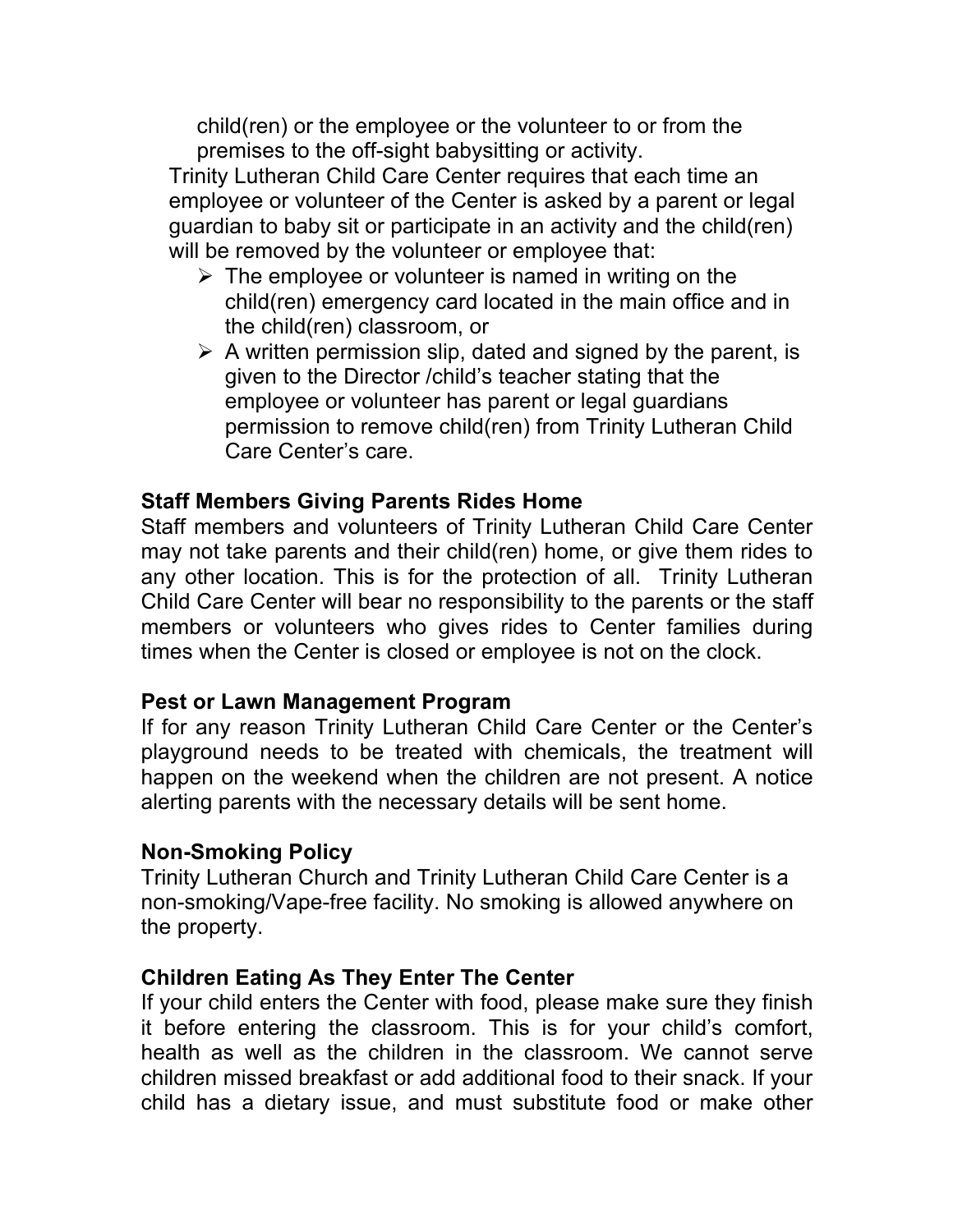child(ren) or the employee or the volunteer to or from the premises to the off-sight babysitting or activity.

Trinity Lutheran Child Care Center requires that each time an employee or volunteer of the Center is asked by a parent or legal guardian to baby sit or participate in an activity and the child(ren) will be removed by the volunteer or employee that:

- The employee or volunteer is named in writing on the child(ren) emergency card located in the main office and in the child(ren) classroom, or
- A written permission slip, dated and signed by the parent, is given to the Director /child's teacher stating that the employee or volunteer has parent or legal guardians permission to remove child(ren) from Trinity Lutheran Child Care Center's care.

**Staff Members Giving Parents Rides Home**

Staff members and volunteers of Trinity Lutheran Child Care Center may not take parents and their child(ren) home, or give them rides to any other location. This is for the protection of all. Trinity Lutheran Child Care Center will bear no responsibility to the parents or the staff members or volunteers who gives rides to Center families during times when the Center is closed or employee is not on the clock.

**Pest or Lawn Management Program**

If for any reason Trinity Lutheran Child Care Center or the Center's playground needs to be treated with chemicals, the treatment will happen on the weekend when the children are not present. A notice alerting parents with the necessary details will be sent home.

**Non-Smoking Policy**

Trinity Lutheran Church and Trinity Lutheran Child Care Center is a non-smoking/Vape-free facility. No smoking is allowed anywhere on the property.

**Children Eating As They Enter The Center**

If your child enters the Center with food, please make sure they finish it before entering the classroom. This is for your child's comfort, health as well as the children in the classroom. We cannot serve children missed breakfast or add additional food to their snack. If your child has a dietary issue, and must substitute food or make other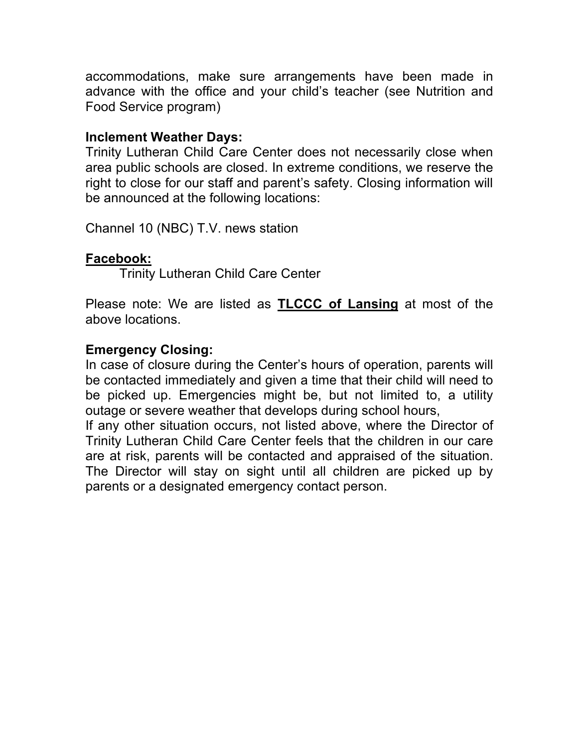accommodations, make sure arrangements have been made in advance with the office and your child's teacher (see Nutrition and Food Service program)

**Inclement Weather Days:**
Trinity Lutheran Child Care Center does not necessarily close when area public schools are closed. In extreme conditions, we reserve the right to close for our staff and parent's safety. Closing information will be announced at the following locations:

Channel 10 (NBC) T.V. news station

**Facebook:**
Trinity Lutheran Child Care Center

Please note: We are listed as **TLCCC of Lansing** at most of the above locations.

**Emergency Closing:**
In case of closure during the Center's hours of operation, parents will be contacted immediately and given a time that their child will need to be picked up. Emergencies might be, but not limited to, a utility outage or severe weather that develops during school hours,
If any other situation occurs, not listed above, where the Director of Trinity Lutheran Child Care Center feels that the children in our care are at risk, parents will be contacted and appraised of the situation. The Director will stay on sight until all children are picked up by parents or a designated emergency contact person.